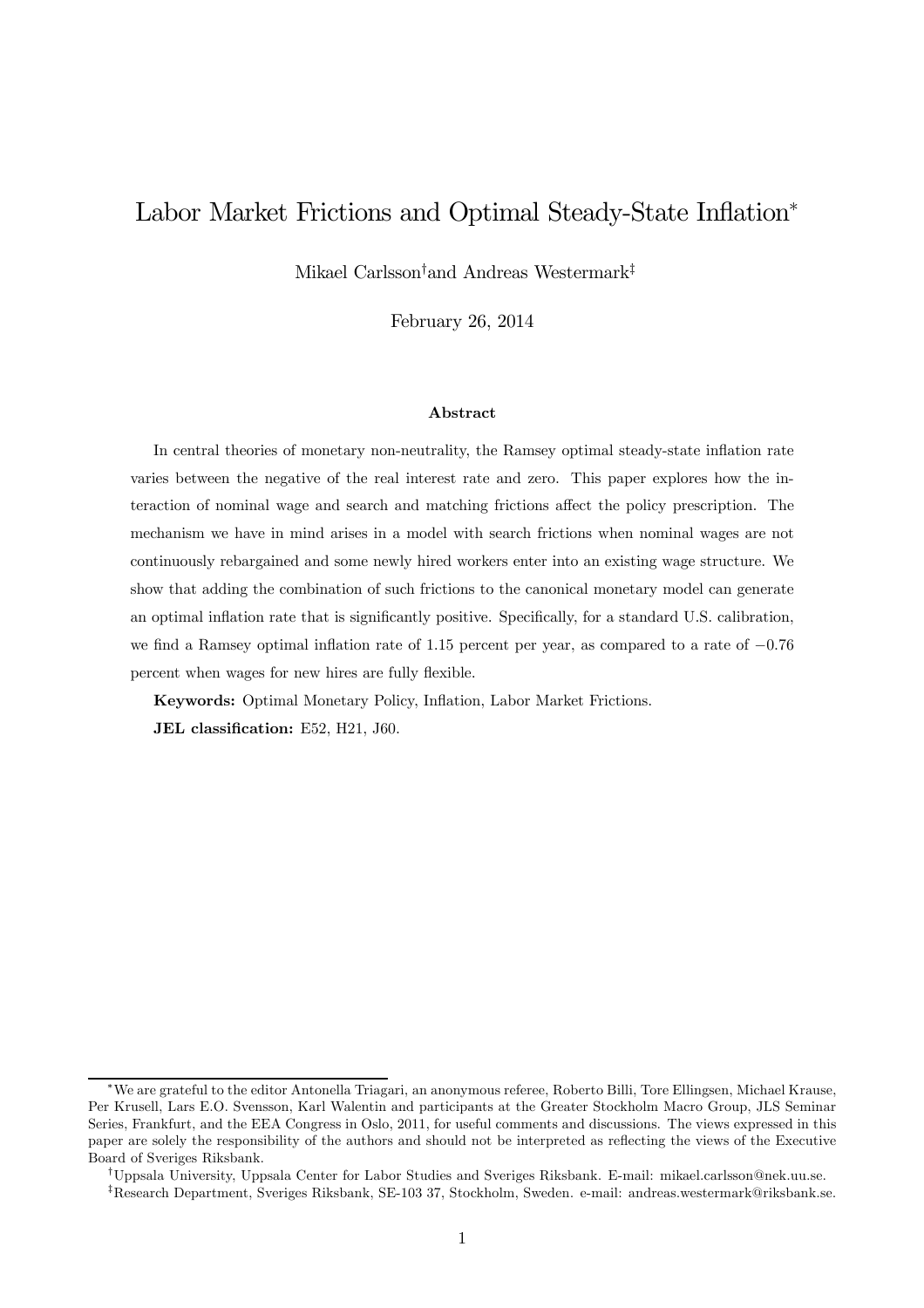# Labor Market Frictions and Optimal Steady-State Inflation[*]

Mikael Carlsson[†] and Andreas Westermark[‡]

February 26, 2014

### Abstract

In central theories of monetary non-neutrality, the Ramsey optimal steady-state inflation rate varies between the negative of the real interest rate and zero. This paper explores how the interaction of nominal wage and search and matching frictions affect the policy prescription. The mechanism we have in mind arises in a model with search frictions when nominal wages are not continuously rebargained and some newly hired workers enter into an existing wage structure. We show that adding the combination of such frictions to the canonical monetary model can generate an optimal inflation rate that is significantly positive. Specifically, for a standard U.S. calibration, we find a Ramsey optimal inflation rate of 1.15 percent per year, as compared to a rate of $-0.76$ percent when wages for new hires are fully flexible.

**Keywords:** Optimal Monetary Policy, Inflation, Labor Market Frictions.

**JEL classification:** E52, H21, J60.

---

[*] We are grateful to the editor Antonella Triagari, an anonymous referee, Roberto Billi, Tore Ellingsen, Michael Krause, Per Krusell, Lars E.O. Svensson, Karl Walentin and participants at the Greater Stockholm Macro Group, JLS Seminar Series, Frankfurt, and the EEA Congress in Oslo, 2011, for useful comments and discussions. The views expressed in this paper are solely the responsibility of the authors and should not be interpreted as reflecting the views of the Executive Board of Sveriges Riksbank.

[†] Uppsala University, Uppsala Center for Labor Studies and Sveriges Riksbank. E-mail: mikael.carlsson@nek.uu.se.

[‡] Research Department, Sveriges Riksbank, SE-103 37, Stockholm, Sweden. e-mail: andreas.westermark@riksbank.se.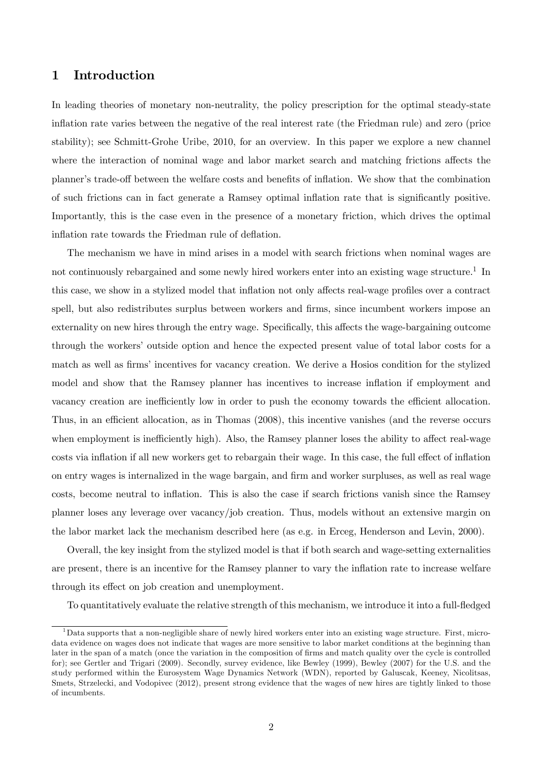# 1 Introduction

In leading theories of monetary non-neutrality, the policy prescription for the optimal steady-state inflation rate varies between the negative of the real interest rate (the Friedman rule) and zero (price stability); see Schmitt-Grohe Uribe, 2010, for an overview. In this paper we explore a new channel where the interaction of nominal wage and labor market search and matching frictions affects the planner's trade-off between the welfare costs and benefits of inflation. We show that the combination of such frictions can in fact generate a Ramsey optimal inflation rate that is significantly positive. Importantly, this is the case even in the presence of a monetary friction, which drives the optimal inflation rate towards the Friedman rule of deflation.

The mechanism we have in mind arises in a model with search frictions when nominal wages are not continuously rebargained and some newly hired workers enter into an existing wage structure.[1] In this case, we show in a stylized model that inflation not only affects real-wage profiles over a contract spell, but also redistributes surplus between workers and firms, since incumbent workers impose an externality on new hires through the entry wage. Specifically, this affects the wage-bargaining outcome through the workers' outside option and hence the expected present value of total labor costs for a match as well as firms' incentives for vacancy creation. We derive a Hosios condition for the stylized model and show that the Ramsey planner has incentives to increase inflation if employment and vacancy creation are inefficiently low in order to push the economy towards the efficient allocation. Thus, in an efficient allocation, as in Thomas (2008), this incentive vanishes (and the reverse occurs when employment is inefficiently high). Also, the Ramsey planner loses the ability to affect real-wage costs via inflation if all new workers get to rebargain their wage. In this case, the full effect of inflation on entry wages is internalized in the wage bargain, and firm and worker surpluses, as well as real wage costs, become neutral to inflation. This is also the case if search frictions vanish since the Ramsey planner loses any leverage over vacancy/job creation. Thus, models without an extensive margin on the labor market lack the mechanism described here (as e.g. in Erceg, Henderson and Levin, 2000).

Overall, the key insight from the stylized model is that if both search and wage-setting externalities are present, there is an incentive for the Ramsey planner to vary the inflation rate to increase welfare through its effect on job creation and unemployment.

To quantitatively evaluate the relative strength of this mechanism, we introduce it into a full-fledged

[1] Data supports that a non-negligible share of newly hired workers enter into an existing wage structure. First, micro-data evidence on wages does not indicate that wages are more sensitive to labor market conditions at the beginning than later in the span of a match (once the variation in the composition of firms and match quality over the cycle is controlled for); see Gertler and Trigari (2009). Secondly, survey evidence, like Bewley (1999), Bewley (2007) for the U.S. and the study performed within the Eurosystem Wage Dynamics Network (WDN), reported by Galuscak, Keeney, Nicolitsas, Smets, Strzelecki, and Vodopivec (2012), present strong evidence that the wages of new hires are tightly linked to those of incumbents.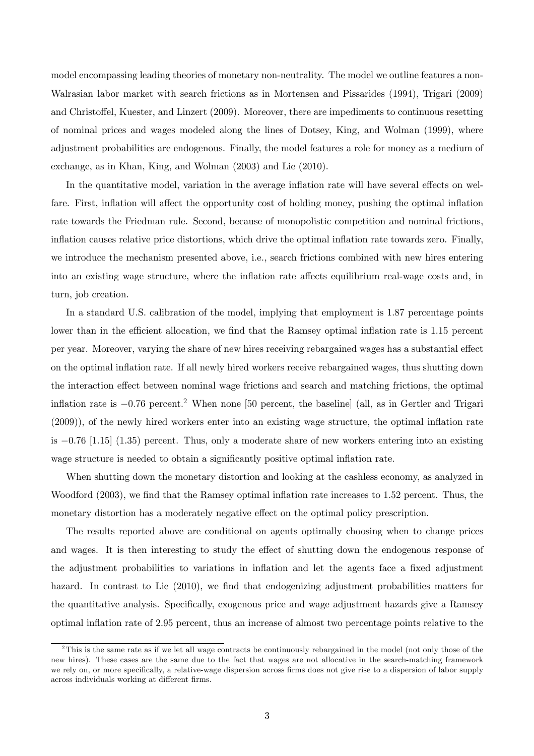model encompassing leading theories of monetary non-neutrality. The model we outline features a non-Walrasian labor market with search frictions as in Mortensen and Pissarides (1994), Trigari (2009) and Christoffel, Kuester, and Linzert (2009). Moreover, there are impediments to continuous resetting of nominal prices and wages modeled along the lines of Dotsey, King, and Wolman (1999), where adjustment probabilities are endogenous. Finally, the model features a role for money as a medium of exchange, as in Khan, King, and Wolman (2003) and Lie (2010).

In the quantitative model, variation in the average inflation rate will have several effects on welfare. First, inflation will affect the opportunity cost of holding money, pushing the optimal inflation rate towards the Friedman rule. Second, because of monopolistic competition and nominal frictions, inflation causes relative price distortions, which drive the optimal inflation rate towards zero. Finally, we introduce the mechanism presented above, i.e., search frictions combined with new hires entering into an existing wage structure, where the inflation rate affects equilibrium real-wage costs and, in turn, job creation.

In a standard U.S. calibration of the model, implying that employment is 1.87 percentage points lower than in the efficient allocation, we find that the Ramsey optimal inflation rate is 1.15 percent per year. Moreover, varying the share of new hires receiving rebargained wages has a substantial effect on the optimal inflation rate. If all newly hired workers receive rebargained wages, thus shutting down the interaction effect between nominal wage frictions and search and matching frictions, the optimal inflation rate is $-0.76$ percent.[2] When none [50 percent, the baseline] (all, as in Gertler and Trigari (2009)), of the newly hired workers enter into an existing wage structure, the optimal inflation rate is $-0.76$ [1.15] (1.35) percent. Thus, only a moderate share of new workers entering into an existing wage structure is needed to obtain a significantly positive optimal inflation rate.

When shutting down the monetary distortion and looking at the cashless economy, as analyzed in Woodford (2003), we find that the Ramsey optimal inflation rate increases to 1.52 percent. Thus, the monetary distortion has a moderately negative effect on the optimal policy prescription.

The results reported above are conditional on agents optimally choosing when to change prices and wages. It is then interesting to study the effect of shutting down the endogenous response of the adjustment probabilities to variations in inflation and let the agents face a fixed adjustment hazard. In contrast to Lie (2010), we find that endogenizing adjustment probabilities matters for the quantitative analysis. Specifically, exogenous price and wage adjustment hazards give a Ramsey optimal inflation rate of 2.95 percent, thus an increase of almost two percentage points relative to the

[2] This is the same rate as if we let all wage contracts be continuously rebargained in the model (not only those of the new hires). These cases are the same due to the fact that wages are not allocative in the search-matching framework we rely on, or more specifically, a relative-wage dispersion across firms does not give rise to a dispersion of labor supply across individuals working at different firms.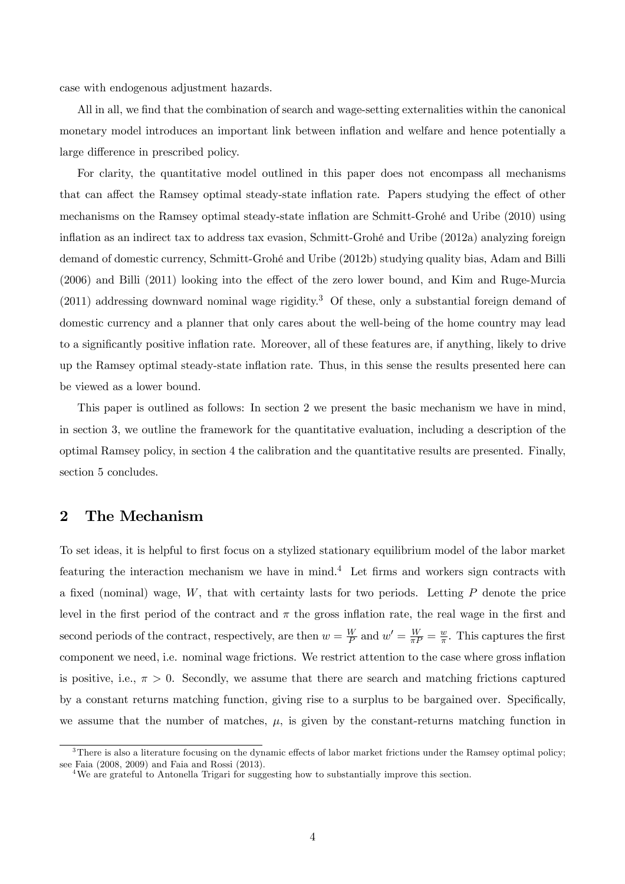case with endogenous adjustment hazards.

All in all, we find that the combination of search and wage-setting externalities within the canonical monetary model introduces an important link between inflation and welfare and hence potentially a large difference in prescribed policy.

For clarity, the quantitative model outlined in this paper does not encompass all mechanisms that can affect the Ramsey optimal steady-state inflation rate. Papers studying the effect of other mechanisms on the Ramsey optimal steady-state inflation are Schmitt-Grohé and Uribe (2010) using inflation as an indirect tax to address tax evasion, Schmitt-Grohé and Uribe (2012a) analyzing foreign demand of domestic currency, Schmitt-Grohé and Uribe (2012b) studying quality bias, Adam and Billi (2006) and Billi (2011) looking into the effect of the zero lower bound, and Kim and Ruge-Murcia (2011) addressing downward nominal wage rigidity.[3] Of these, only a substantial foreign demand of domestic currency and a planner that only cares about the well-being of the home country may lead to a significantly positive inflation rate. Moreover, all of these features are, if anything, likely to drive up the Ramsey optimal steady-state inflation rate. Thus, in this sense the results presented here can be viewed as a lower bound.

This paper is outlined as follows: In section 2 we present the basic mechanism we have in mind, in section 3, we outline the framework for the quantitative evaluation, including a description of the optimal Ramsey policy, in section 4 the calibration and the quantitative results are presented. Finally, section 5 concludes.

## 2 The Mechanism

To set ideas, it is helpful to first focus on a stylized stationary equilibrium model of the labor market featuring the interaction mechanism we have in mind.[4] Let firms and workers sign contracts with a fixed (nominal) wage, $W$, that with certainty lasts for two periods. Letting $P$ denote the price level in the first period of the contract and $\pi$ the gross inflation rate, the real wage in the first and second periods of the contract, respectively, are then $w = \frac{W}{P}$ and $w' = \frac{W}{\pi P} = \frac{w}{\pi}$. This captures the first component we need, i.e. nominal wage frictions. We restrict attention to the case where gross inflation is positive, i.e., $\pi > 0$. Secondly, we assume that there are search and matching frictions captured by a constant returns matching function, giving rise to a surplus to be bargained over. Specifically, we assume that the number of matches, $\mu$, is given by the constant-returns matching function in

[3] There is also a literature focusing on the dynamic effects of labor market frictions under the Ramsey optimal policy; see Faia (2008, 2009) and Faia and Rossi (2013).

[4] We are grateful to Antonella Trigari for suggesting how to substantially improve this section.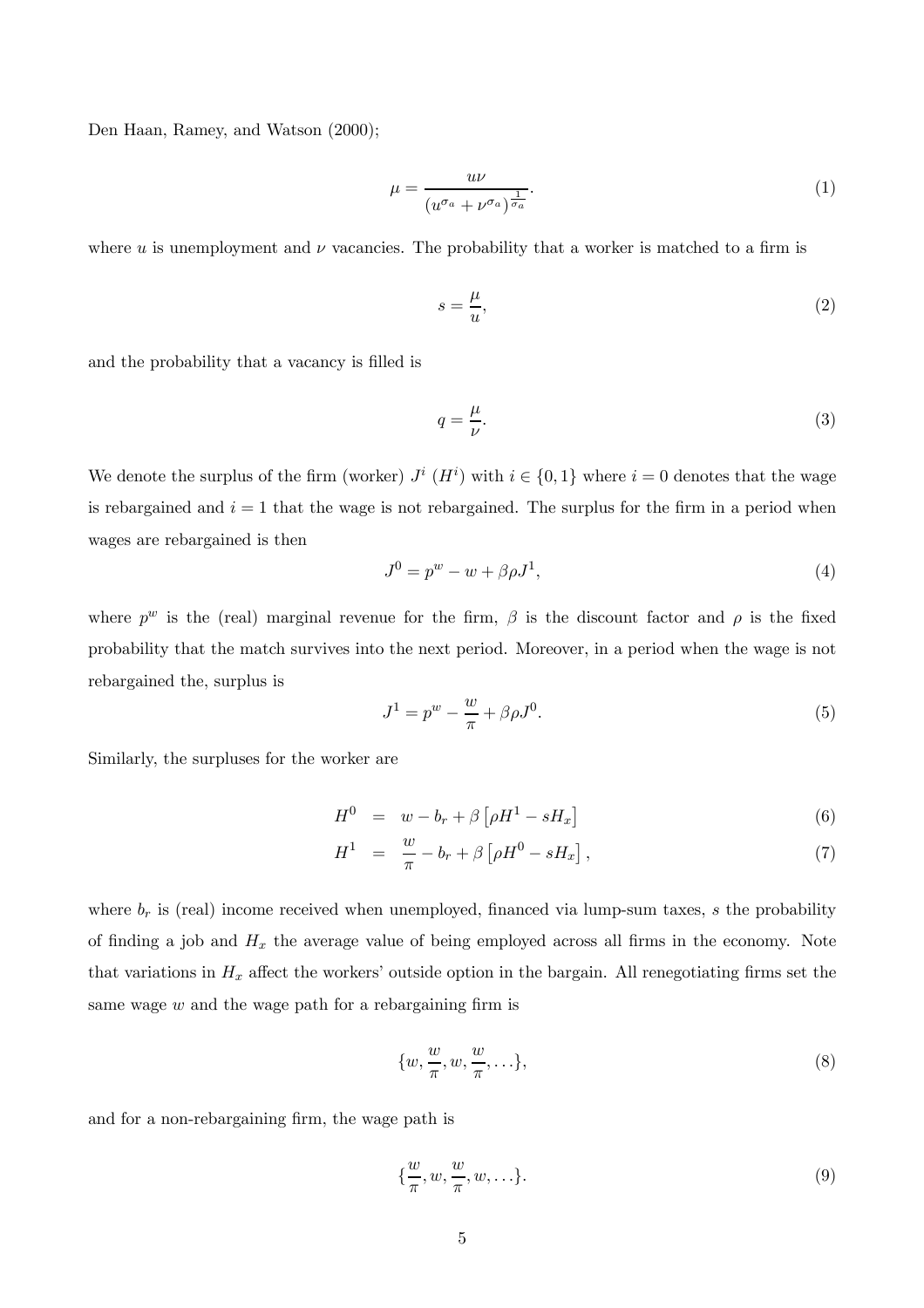Den Haan, Ramey, and Watson (2000);

$$\mu = \frac{u\nu}{\left(u^{\sigma_a} + \nu^{\sigma_a}\right)^{\frac{1}{\sigma_a}}}. \tag{1}$$

where $u$ is unemployment and $\nu$ vacancies. The probability that a worker is matched to a firm is

$$s = \frac{\mu}{u}, \tag{2}$$

and the probability that a vacancy is filled is

$$q = \frac{\mu}{\nu}. \tag{3}$$

We denote the surplus of the firm (worker) $J^i$ ($H^i$) with $i \in \{0, 1\}$ where $i = 0$ denotes that the wage is rebargained and $i = 1$ that the wage is not rebargained. The surplus for the firm in a period when wages are rebargained is then

$$J^0 = p^w - w + \beta\rho J^1, \tag{4}$$

where $p^w$ is the (real) marginal revenue for the firm, $\beta$ is the discount factor and $\rho$ is the fixed probability that the match survives into the next period. Moreover, in a period when the wage is not rebargained the, surplus is

$$J^1 = p^w - \frac{w}{\pi} + \beta\rho J^0. \tag{5}$$

Similarly, the surpluses for the worker are

$$H^0 = w - b_r + \beta\left[\rho H^1 - sH_x\right] \tag{6}$$

$$H^1 = \frac{w}{\pi} - b_r + \beta\left[\rho H^0 - sH_x\right], \tag{7}$$

where $b_r$ is (real) income received when unemployed, financed via lump-sum taxes, $s$ the probability of finding a job and $H_x$ the average value of being employed across all firms in the economy. Note that variations in $H_x$ affect the workers' outside option in the bargain. All renegotiating firms set the same wage $w$ and the wage path for a rebargaining firm is

$$\{w, \frac{w}{\pi}, w, \frac{w}{\pi}, \ldots\}, \tag{8}$$

and for a non-rebargaining firm, the wage path is

$$\{\frac{w}{\pi}, w, \frac{w}{\pi}, w, \ldots\}. \tag{9}$$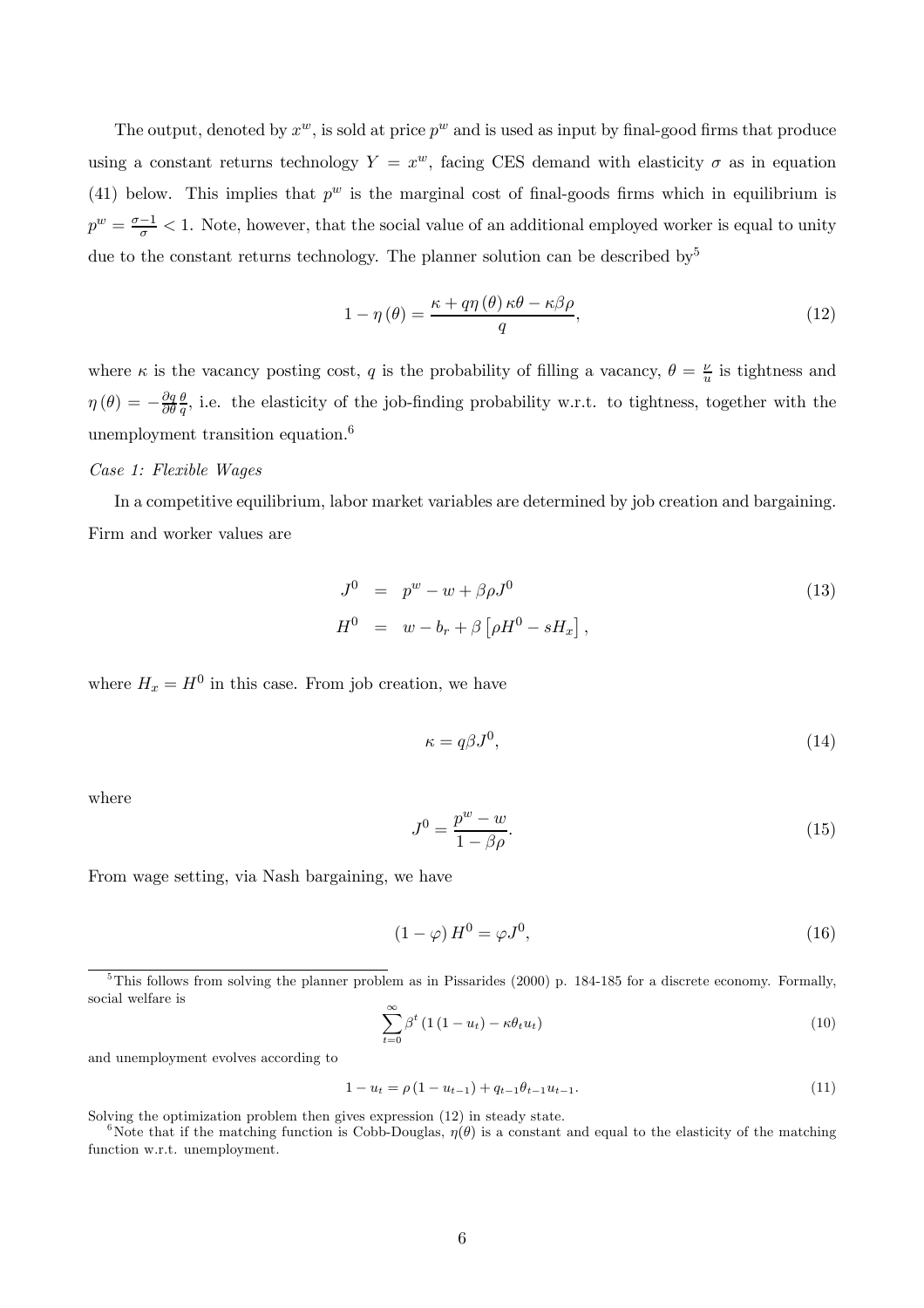The output, denoted by $x^w$, is sold at price $p^w$ and is used as input by final-good firms that produce using a constant returns technology $Y = x^w$, facing CES demand with elasticity $\sigma$ as in equation (41) below. This implies that $p^w$ is the marginal cost of final-goods firms which in equilibrium is $p^w = \frac{\sigma-1}{\sigma} < 1$. Note, however, that the social value of an additional employed worker is equal to unity due to the constant returns technology. The planner solution can be described by[5]

$$1 - \eta(\theta) = \frac{\kappa + q\eta(\theta)\kappa\theta - \kappa\beta\rho}{q}, \tag{12}$$

where $\kappa$ is the vacancy posting cost, $q$ is the probability of filling a vacancy, $\theta = \frac{\nu}{u}$ is tightness and $\eta(\theta) = -\frac{\partial q}{\partial \theta}\frac{\theta}{q}$, i.e. the elasticity of the job-finding probability w.r.t. to tightness, together with the unemployment transition equation.[6]

*Case 1: Flexible Wages*

In a competitive equilibrium, labor market variables are determined by job creation and bargaining. Firm and worker values are

$$\begin{aligned} J^0 &= p^w - w + \beta\rho J^0 \\ H^0 &= w - b_r + \beta\left[\rho H^0 - sH_x\right], \end{aligned} \tag{13}$$

where $H_x = H^0$ in this case. From job creation, we have

$$\kappa = q\beta J^0, \tag{14}$$

where

$$J^0 = \frac{p^w - w}{1 - \beta\rho}. \tag{15}$$

From wage setting, via Nash bargaining, we have

$$(1 - \varphi) H^0 = \varphi J^0, \tag{16}$$

[5] This follows from solving the planner problem as in Pissarides (2000) p. 184-185 for a discrete economy. Formally, social welfare is

$$\sum_{t=0}^{\infty} \beta^t \left(1\left(1 - u_t\right) - \kappa\theta_t u_t\right) \tag{10}$$

and unemployment evolves according to

$$1 - u_t = \rho\left(1 - u_{t-1}\right) + q_{t-1}\theta_{t-1}u_{t-1}. \tag{11}$$

Solving the optimization problem then gives expression (12) in steady state.

[6] Note that if the matching function is Cobb-Douglas, $\eta(\theta)$ is a constant and equal to the elasticity of the matching function w.r.t. unemployment.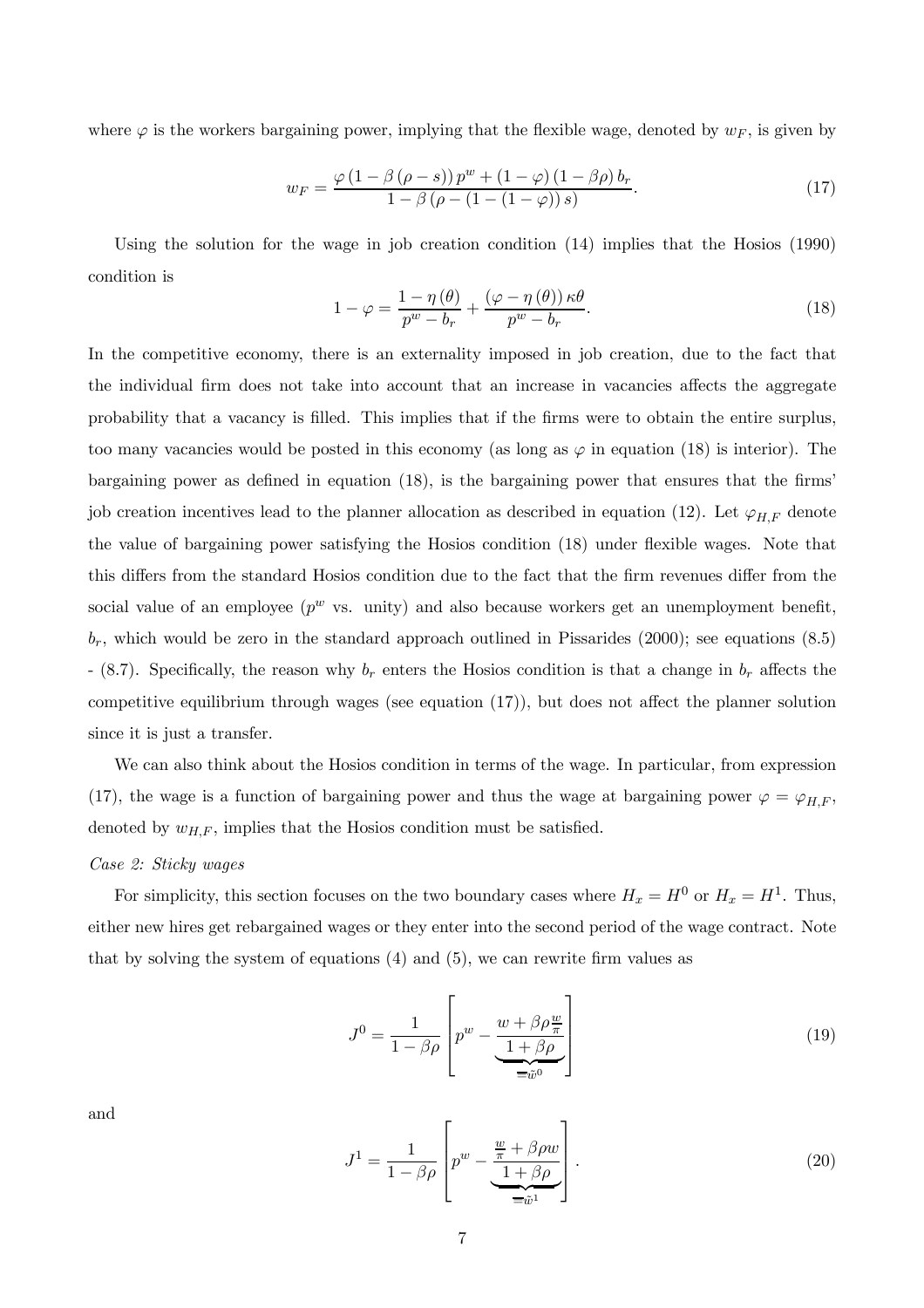where $\varphi$ is the workers bargaining power, implying that the flexible wage, denoted by $w_F$, is given by

$$w_F = \frac{\varphi \left(1 - \beta \left(\rho - s\right)\right) p^w + \left(1 - \varphi\right) \left(1 - \beta \rho\right) b_r}{1 - \beta \left(\rho - \left(1 - \left(1 - \varphi\right)\right) s\right)}. \tag{17}$$

Using the solution for the wage in job creation condition (14) implies that the Hosios (1990) condition is

$$1 - \varphi = \frac{1 - \eta\left(\theta\right)}{p^w - b_r} + \frac{\left(\varphi - \eta\left(\theta\right)\right) \kappa \theta}{p^w - b_r}. \tag{18}$$

In the competitive economy, there is an externality imposed in job creation, due to the fact that the individual firm does not take into account that an increase in vacancies affects the aggregate probability that a vacancy is filled. This implies that if the firms were to obtain the entire surplus, too many vacancies would be posted in this economy (as long as $\varphi$ in equation (18) is interior). The bargaining power as defined in equation (18), is the bargaining power that ensures that the firms' job creation incentives lead to the planner allocation as described in equation (12). Let $\varphi_{H,F}$ denote the value of bargaining power satisfying the Hosios condition (18) under flexible wages. Note that this differs from the standard Hosios condition due to the fact that the firm revenues differ from the social value of an employee ($p^w$ vs. unity) and also because workers get an unemployment benefit, $b_r$, which would be zero in the standard approach outlined in Pissarides (2000); see equations (8.5) - (8.7). Specifically, the reason why $b_r$ enters the Hosios condition is that a change in $b_r$ affects the competitive equilibrium through wages (see equation (17)), but does not affect the planner solution since it is just a transfer.

We can also think about the Hosios condition in terms of the wage. In particular, from expression (17), the wage is a function of bargaining power and thus the wage at bargaining power $\varphi = \varphi_{H,F}$, denoted by $w_{H,F}$, implies that the Hosios condition must be satisfied.

*Case 2: Sticky wages*

For simplicity, this section focuses on the two boundary cases where $H_x = H^0$ or $H_x = H^1$. Thus, either new hires get rebargained wages or they enter into the second period of the wage contract. Note that by solving the system of equations (4) and (5), we can rewrite firm values as

$$J^0 = \frac{1}{1 - \beta \rho} \left[ p^w - \underbrace{\frac{w + \beta \rho \frac{w}{\pi}}{1 + \beta \rho}}_{= \tilde{w}^0} \right] \tag{19}$$

and

$$J^1 = \frac{1}{1 - \beta \rho} \left[ p^w - \underbrace{\frac{\frac{w}{\pi} + \beta \rho w}{1 + \beta \rho}}_{= \tilde{w}^1} \right]. \tag{20}$$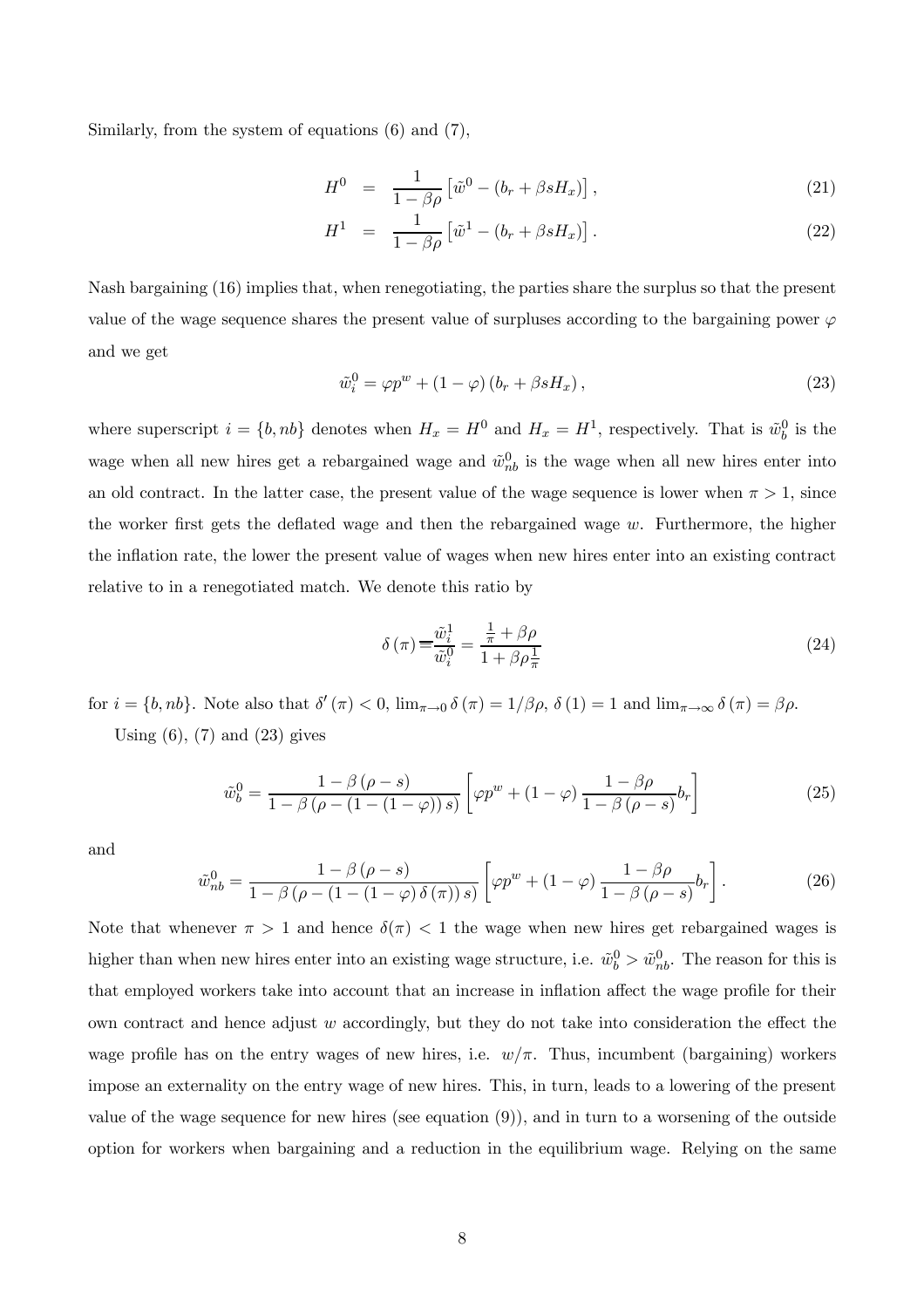Similarly, from the system of equations (6) and (7),

$$H^0 = \frac{1}{1-\beta\rho}\left[\tilde{w}^0 - (b_r + \beta s H_x)\right], \tag{21}$$

$$H^1 = \frac{1}{1-\beta\rho}\left[\tilde{w}^1 - (b_r + \beta s H_x)\right]. \tag{22}$$

Nash bargaining (16) implies that, when renegotiating, the parties share the surplus so that the present value of the wage sequence shares the present value of surpluses according to the bargaining power $\varphi$ and we get

$$\tilde{w}_i^0 = \varphi p^w + (1-\varphi)(b_r + \beta s H_x), \tag{23}$$

where superscript $i = \{b, nb\}$ denotes when $H_x = H^0$ and $H_x = H^1$, respectively. That is $\tilde{w}_b^0$ is the wage when all new hires get a rebargained wage and $\tilde{w}_{nb}^0$ is the wage when all new hires enter into an old contract. In the latter case, the present value of the wage sequence is lower when $\pi > 1$, since the worker first gets the deflated wage and then the rebargained wage $w$. Furthermore, the higher the inflation rate, the lower the present value of wages when new hires enter into an existing contract relative to in a renegotiated match. We denote this ratio by

$$\delta(\pi) \equiv \frac{\tilde{w}_i^1}{\tilde{w}_i^0} = \frac{\frac{1}{\pi} + \beta\rho}{1 + \beta\rho\frac{1}{\pi}} \tag{24}$$

for $i = \{b, nb\}$. Note also that $\delta'(\pi) < 0$, $\lim_{\pi\to 0}\delta(\pi) = 1/\beta\rho$, $\delta(1) = 1$ and $\lim_{\pi\to\infty}\delta(\pi) = \beta\rho$.

Using (6), (7) and (23) gives

$$\tilde{w}_b^0 = \frac{1-\beta(\rho - s)}{1-\beta(\rho - (1-(1-\varphi))s)}\left[\varphi p^w + (1-\varphi)\frac{1-\beta\rho}{1-\beta(\rho - s)}b_r\right] \tag{25}$$

and

$$\tilde{w}_{nb}^0 = \frac{1-\beta(\rho - s)}{1-\beta(\rho - (1-(1-\varphi)\delta(\pi))s)}\left[\varphi p^w + (1-\varphi)\frac{1-\beta\rho}{1-\beta(\rho - s)}b_r\right]. \tag{26}$$

Note that whenever $\pi > 1$ and hence $\delta(\pi) < 1$ the wage when new hires get rebargained wages is higher than when new hires enter into an existing wage structure, i.e. $\tilde{w}_b^0 > \tilde{w}_{nb}^0$. The reason for this is that employed workers take into account that an increase in inflation affect the wage profile for their own contract and hence adjust $w$ accordingly, but they do not take into consideration the effect the wage profile has on the entry wages of new hires, i.e. $w/\pi$. Thus, incumbent (bargaining) workers impose an externality on the entry wage of new hires. This, in turn, leads to a lowering of the present value of the wage sequence for new hires (see equation (9)), and in turn to a worsening of the outside option for workers when bargaining and a reduction in the equilibrium wage. Relying on the same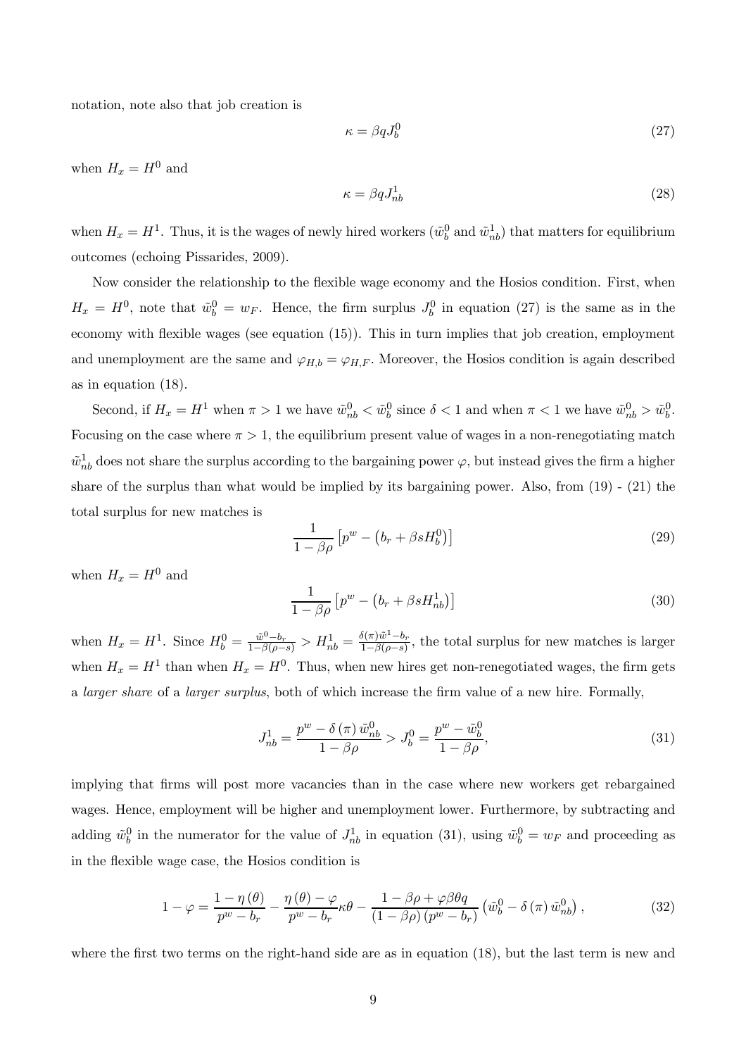notation, note also that job creation is

$$\kappa = \beta q J_b^0 \tag{27}$$

when $H_x = H^0$ and

$$\kappa = \beta q J_{nb}^1 \tag{28}$$

when $H_x = H^1$. Thus, it is the wages of newly hired workers ($\tilde{w}_b^0$ and $\tilde{w}_{nb}^1$) that matters for equilibrium outcomes (echoing Pissarides, 2009).

Now consider the relationship to the flexible wage economy and the Hosios condition. First, when $H_x = H^0$, note that $\tilde{w}_b^0 = w_F$. Hence, the firm surplus $J_b^0$ in equation (27) is the same as in the economy with flexible wages (see equation (15)). This in turn implies that job creation, employment and unemployment are the same and $\varphi_{H,b} = \varphi_{H,F}$. Moreover, the Hosios condition is again described as in equation (18).

Second, if $H_x = H^1$ when $\pi > 1$ we have $\tilde{w}_{nb}^0 < \tilde{w}_b^0$ since $\delta < 1$ and when $\pi < 1$ we have $\tilde{w}_{nb}^0 > \tilde{w}_b^0$. Focusing on the case where $\pi > 1$, the equilibrium present value of wages in a non-renegotiating match $\tilde{w}_{nb}^1$ does not share the surplus according to the bargaining power $\varphi$, but instead gives the firm a higher share of the surplus than what would be implied by its bargaining power. Also, from (19) - (21) the total surplus for new matches is

$$\frac{1}{1-\beta\rho}\left[p^w - \left(b_r + \beta s H_b^0\right)\right] \tag{29}$$

when $H_x = H^0$ and

$$\frac{1}{1-\beta\rho}\left[p^w - \left(b_r + \beta s H_{nb}^1\right)\right] \tag{30}$$

when $H_x = H^1$. Since $H_b^0 = \frac{\tilde{w}^0 - b_r}{1-\beta(\rho - s)} > H_{nb}^1 = \frac{\delta(\pi)\tilde{w}^1 - b_r}{1-\beta(\rho-s)}$, the total surplus for new matches is larger when $H_x = H^1$ than when $H_x = H^0$. Thus, when new hires get non-renegotiated wages, the firm gets a *larger share* of a *larger surplus*, both of which increase the firm value of a new hire. Formally,

$$J_{nb}^1 = \frac{p^w - \delta(\pi)\tilde{w}_{nb}^0}{1-\beta\rho} > J_b^0 = \frac{p^w - \tilde{w}_b^0}{1-\beta\rho}, \tag{31}$$

implying that firms will post more vacancies than in the case where new workers get rebargained wages. Hence, employment will be higher and unemployment lower. Furthermore, by subtracting and adding $\tilde{w}_b^0$ in the numerator for the value of $J_{nb}^1$ in equation (31), using $\tilde{w}_b^0 = w_F$ and proceeding as in the flexible wage case, the Hosios condition is

$$1 - \varphi = \frac{1-\eta(\theta)}{p^w - b_r} - \frac{\eta(\theta) - \varphi}{p^w - b_r}\kappa\theta - \frac{1 - \beta\rho + \varphi\beta\theta q}{(1-\beta\rho)(p^w - b_r)}\left(\tilde{w}_b^0 - \delta(\pi)\tilde{w}_{nb}^0\right), \tag{32}$$

where the first two terms on the right-hand side are as in equation (18), but the last term is new and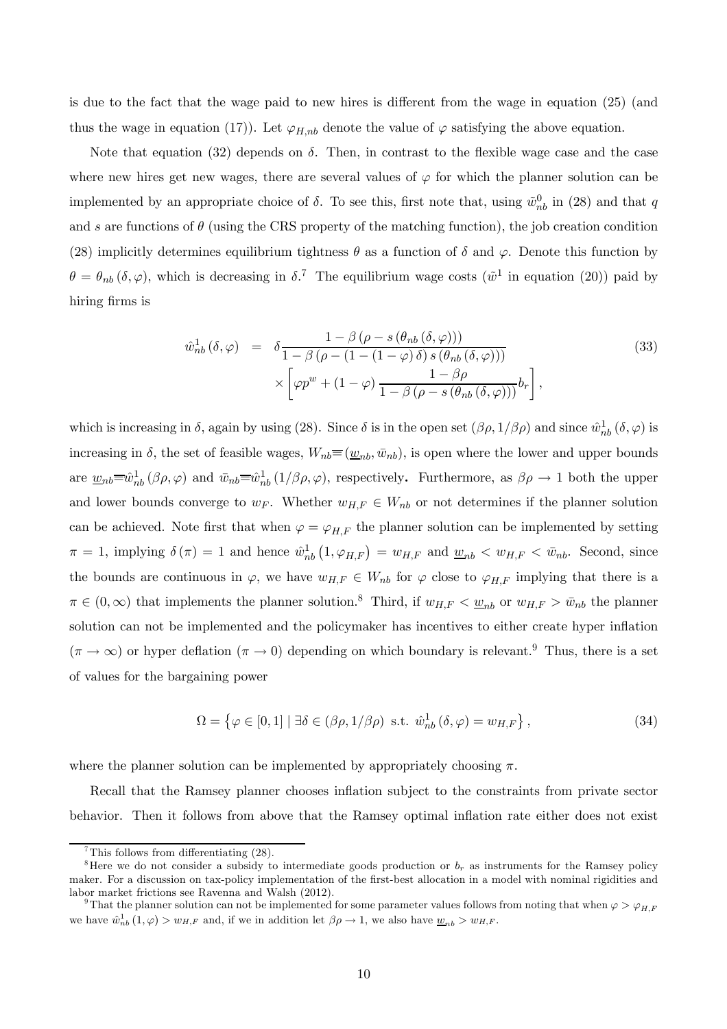is due to the fact that the wage paid to new hires is different from the wage in equation (25) (and thus the wage in equation (17)). Let $\varphi_{H,nb}$ denote the value of $\varphi$ satisfying the above equation.

Note that equation (32) depends on $\delta$. Then, in contrast to the flexible wage case and the case where new hires get new wages, there are several values of $\varphi$ for which the planner solution can be implemented by an appropriate choice of $\delta$. To see this, first note that, using $\tilde{w}_{nb}^{0}$ in (28) and that $q$ and $s$ are functions of $\theta$ (using the CRS property of the matching function), the job creation condition (28) implicitly determines equilibrium tightness $\theta$ as a function of $\delta$ and $\varphi$. Denote this function by $\theta = \theta_{nb}(\delta, \varphi)$, which is decreasing in $\delta$.[7] The equilibrium wage costs ($\tilde{w}^1$ in equation (20)) paid by hiring firms is

$$
\begin{aligned}
\hat{w}_{nb}^{1}(\delta,\varphi) &= \delta \frac{1-\beta\left(\rho - s\left(\theta_{nb}(\delta,\varphi)\right)\right)}{1-\beta\left(\rho-\left(1-(1-\varphi)\,\delta\right)s\left(\theta_{nb}(\delta,\varphi)\right)\right)} \\
&\quad \times \left[\varphi p^{w} + (1-\varphi)\frac{1-\beta\rho}{1-\beta\left(\rho - s\left(\theta_{nb}(\delta,\varphi)\right)\right)} b_r\right],
\end{aligned} \tag{33}
$$

which is increasing in $\delta$, again by using (28). Since $\delta$ is in the open set $(\beta\rho, 1/\beta\rho)$ and since $\hat{w}_{nb}^{1}(\delta,\varphi)$ is increasing in $\delta$, the set of feasible wages, $W_{nb} \equiv (\underline{w}_{nb}, \bar{w}_{nb})$, is open where the lower and upper bounds are $\underline{w}_{nb} \equiv \hat{w}_{nb}^{1}(\beta\rho,\varphi)$ and $\bar{w}_{nb} \equiv \hat{w}_{nb}^{1}(1/\beta\rho,\varphi)$, respectively. Furthermore, as $\beta\rho \to 1$ both the upper and lower bounds converge to $w_F$. Whether $w_{H,F} \in W_{nb}$ or not determines if the planner solution can be achieved. Note first that when $\varphi = \varphi_{H,F}$ the planner solution can be implemented by setting $\pi = 1$, implying $\delta(\pi) = 1$ and hence $\hat{w}_{nb}^{1}(1, \varphi_{H,F}) = w_{H,F}$ and $\underline{w}_{nb} < w_{H,F} < \bar{w}_{nb}$. Second, since the bounds are continuous in $\varphi$, we have $w_{H,F} \in W_{nb}$ for $\varphi$ close to $\varphi_{H,F}$ implying that there is a $\pi \in (0,\infty)$ that implements the planner solution.[8] Third, if $w_{H,F} < \underline{w}_{nb}$ or $w_{H,F} > \bar{w}_{nb}$ the planner solution can not be implemented and the policymaker has incentives to either create hyper inflation ($\pi \to \infty$) or hyper deflation ($\pi \to 0$) depending on which boundary is relevant.[9] Thus, there is a set of values for the bargaining power

$$
\Omega = \left\{\varphi \in [0,1] \mid \exists \delta \in (\beta\rho, 1/\beta\rho) \text{ s.t. } \hat{w}_{nb}^{1}(\delta,\varphi) = w_{H,F}\right\}, \tag{34}
$$

where the planner solution can be implemented by appropriately choosing $\pi$.

Recall that the Ramsey planner chooses inflation subject to the constraints from private sector behavior. Then it follows from above that the Ramsey optimal inflation rate either does not exist

[7] This follows from differentiating (28).

[8] Here we do not consider a subsidy to intermediate goods production or $b_r$ as instruments for the Ramsey policy maker. For a discussion on tax-policy implementation of the first-best allocation in a model with nominal rigidities and labor market frictions see Ravenna and Walsh (2012).

[9] That the planner solution can not be implemented for some parameter values follows from noting that when $\varphi > \varphi_{H,F}$ we have $\hat{w}_{nb}^{1}(1,\varphi) > w_{H,F}$ and, if we in addition let $\beta\rho \to 1$, we also have $\underline{w}_{nb} > w_{H,F}$.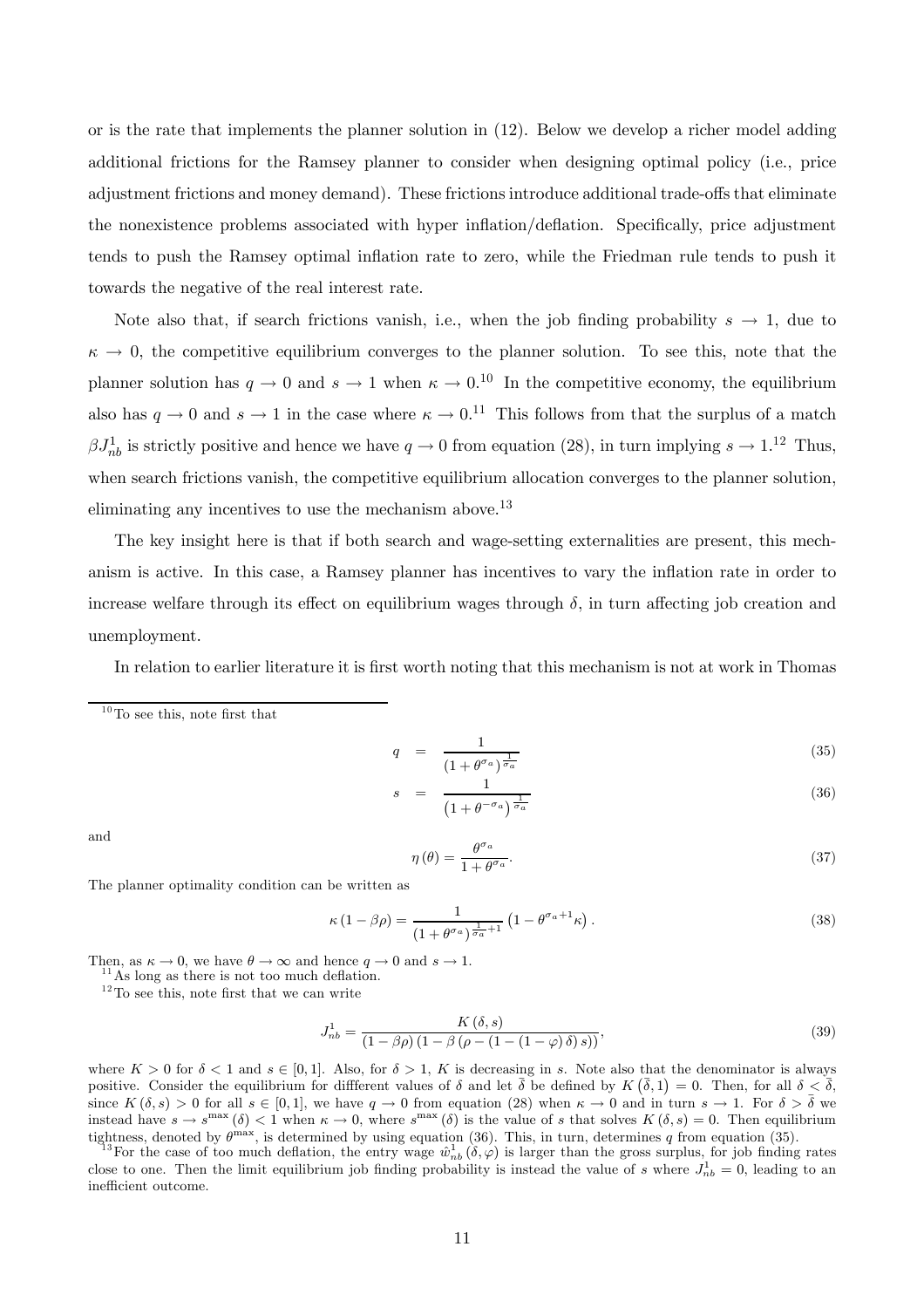or is the rate that implements the planner solution in (12). Below we develop a richer model adding additional frictions for the Ramsey planner to consider when designing optimal policy (i.e., price adjustment frictions and money demand). These frictions introduce additional trade-offs that eliminate the nonexistence problems associated with hyper inflation/deflation. Specifically, price adjustment tends to push the Ramsey optimal inflation rate to zero, while the Friedman rule tends to push it towards the negative of the real interest rate.

Note also that, if search frictions vanish, i.e., when the job finding probability $s \to 1$, due to $\kappa \to 0$, the competitive equilibrium converges to the planner solution. To see this, note that the planner solution has $q \to 0$ and $s \to 1$ when $\kappa \to 0$.[10] In the competitive economy, the equilibrium also has $q \to 0$ and $s \to 1$ in the case where $\kappa \to 0$.[11] This follows from that the surplus of a match $\beta J^1_{nb}$ is strictly positive and hence we have $q \to 0$ from equation (28), in turn implying $s \to 1$.[12] Thus, when search frictions vanish, the competitive equilibrium allocation converges to the planner solution, eliminating any incentives to use the mechanism above.[13]

The key insight here is that if both search and wage-setting externalities are present, this mechanism is active. In this case, a Ramsey planner has incentives to vary the inflation rate in order to increase welfare through its effect on equilibrium wages through $\delta$, in turn affecting job creation and unemployment.

In relation to earlier literature it is first worth noting that this mechanism is not at work in Thomas

---

[10] To see this, note first that

$$q = \frac{1}{\left(1+\theta^{\sigma_a}\right)^{\frac{1}{\sigma_a}}} \tag{35}$$

$$s = \frac{1}{\left(1+\theta^{-\sigma_a}\right)^{\frac{1}{\sigma_a}}} \tag{36}$$

and

$$\eta(\theta) = \frac{\theta^{\sigma_a}}{1+\theta^{\sigma_a}}. \tag{37}$$

The planner optimality condition can be written as

$$\kappa(1-\beta\rho) = \frac{1}{\left(1+\theta^{\sigma_a}\right)^{\frac{1}{\sigma_a}+1}}\left(1-\theta^{\sigma_a+1}\kappa\right). \tag{38}$$

Then, as $\kappa \to 0$, we have $\theta \to \infty$ and hence $q \to 0$ and $s \to 1$.

[11] As long as there is not too much deflation.

[12] To see this, note first that we can write

$$J^1_{nb} = \frac{K(\delta, s)}{(1-\beta\rho)\left(1-\beta\left(\rho-\left(1-(1-\varphi)\delta\right)s\right)\right)}, \tag{39}$$

where $K > 0$ for $\delta < 1$ and $s \in [0, 1]$. Also, for $\delta > 1$, $K$ is decreasing in $s$. Note also that the denominator is always positive. Consider the equilibrium for diffferent values of $\delta$ and let $\bar{\delta}$ be defined by $K\left(\bar{\delta}, 1\right) = 0$. Then, for all $\delta < \bar{\delta}$, since $K(\delta, s) > 0$ for all $s \in [0, 1]$, we have $q \to 0$ from equation (28) when $\kappa \to 0$ and in turn $s \to 1$. For $\delta > \bar{\delta}$ we instead have $s \to s^{\max}(\delta) < 1$ when $\kappa \to 0$, where $s^{\max}(\delta)$ is the value of $s$ that solves $K(\delta, s) = 0$. Then equilibrium tightness, denoted by $\theta^{\max}$, is determined by using equation (36). This, in turn, determines $q$ from equation (35).

[13] For the case of too much deflation, the entry wage $\hat{w}^1_{nb}(\delta, \varphi)$ is larger than the gross surplus, for job finding rates close to one. Then the limit equilibrium job finding probability is instead the value of $s$ where $J^1_{nb} = 0$, leading to an inefficient outcome.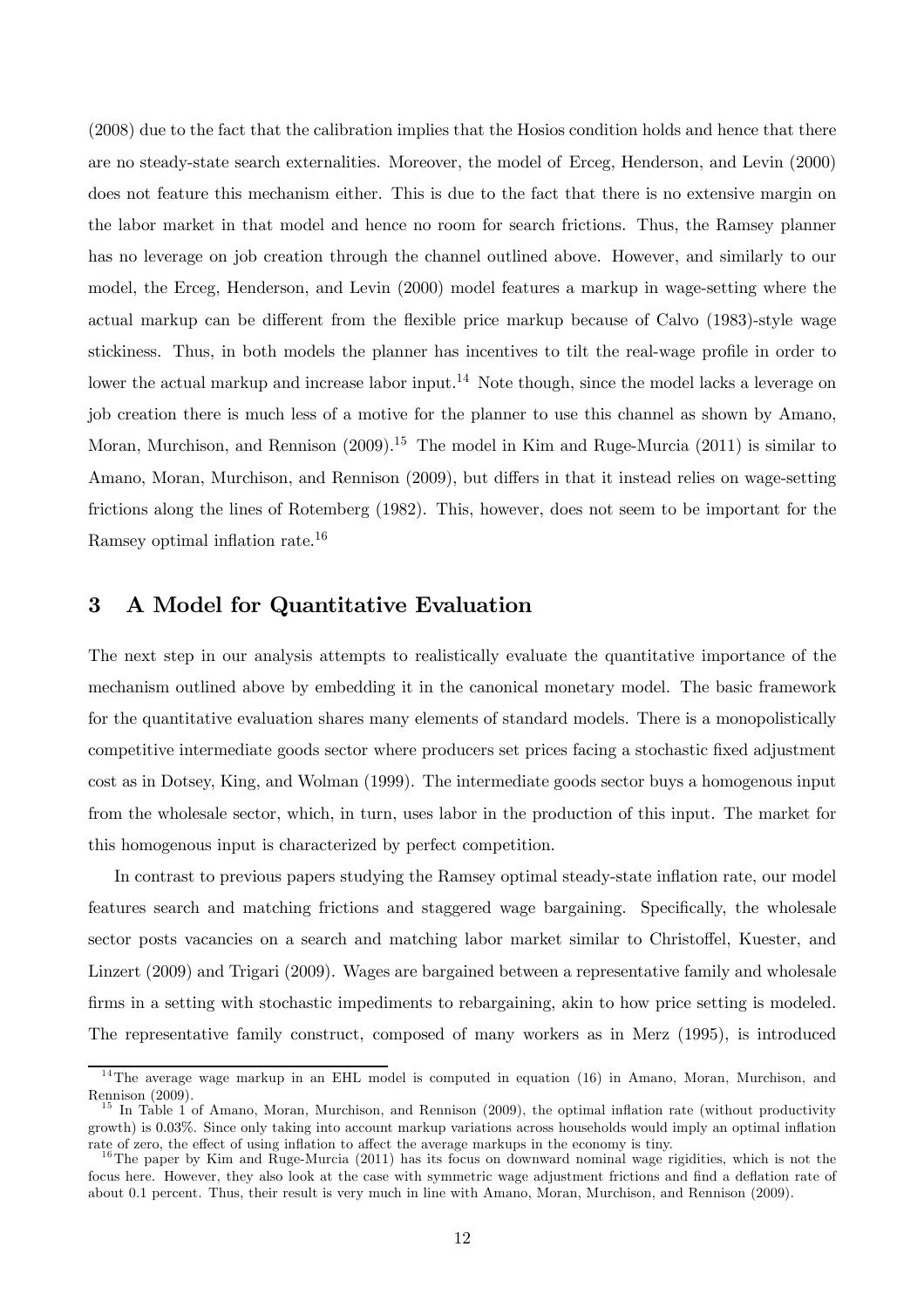(2008) due to the fact that the calibration implies that the Hosios condition holds and hence that there are no steady-state search externalities. Moreover, the model of Erceg, Henderson, and Levin (2000) does not feature this mechanism either. This is due to the fact that there is no extensive margin on the labor market in that model and hence no room for search frictions. Thus, the Ramsey planner has no leverage on job creation through the channel outlined above. However, and similarly to our model, the Erceg, Henderson, and Levin (2000) model features a markup in wage-setting where the actual markup can be different from the flexible price markup because of Calvo (1983)-style wage stickiness. Thus, in both models the planner has incentives to tilt the real-wage profile in order to lower the actual markup and increase labor input.[14] Note though, since the model lacks a leverage on job creation there is much less of a motive for the planner to use this channel as shown by Amano, Moran, Murchison, and Rennison (2009).[15] The model in Kim and Ruge-Murcia (2011) is similar to Amano, Moran, Murchison, and Rennison (2009), but differs in that it instead relies on wage-setting frictions along the lines of Rotemberg (1982). This, however, does not seem to be important for the Ramsey optimal inflation rate.[16]

## 3 A Model for Quantitative Evaluation

The next step in our analysis attempts to realistically evaluate the quantitative importance of the mechanism outlined above by embedding it in the canonical monetary model. The basic framework for the quantitative evaluation shares many elements of standard models. There is a monopolistically competitive intermediate goods sector where producers set prices facing a stochastic fixed adjustment cost as in Dotsey, King, and Wolman (1999). The intermediate goods sector buys a homogenous input from the wholesale sector, which, in turn, uses labor in the production of this input. The market for this homogenous input is characterized by perfect competition.

In contrast to previous papers studying the Ramsey optimal steady-state inflation rate, our model features search and matching frictions and staggered wage bargaining. Specifically, the wholesale sector posts vacancies on a search and matching labor market similar to Christoffel, Kuester, and Linzert (2009) and Trigari (2009). Wages are bargained between a representative family and wholesale firms in a setting with stochastic impediments to rebargaining, akin to how price setting is modeled. The representative family construct, composed of many workers as in Merz (1995), is introduced

---

[14] The average wage markup in an EHL model is computed in equation (16) in Amano, Moran, Murchison, and Rennison (2009).

[15] In Table 1 of Amano, Moran, Murchison, and Rennison (2009), the optimal inflation rate (without productivity growth) is 0.03%. Since only taking into account markup variations across households would imply an optimal inflation rate of zero, the effect of using inflation to affect the average markups in the economy is tiny.

[16] The paper by Kim and Ruge-Murcia (2011) has its focus on downward nominal wage rigidities, which is not the focus here. However, they also look at the case with symmetric wage adjustment frictions and find a deflation rate of about 0.1 percent. Thus, their result is very much in line with Amano, Moran, Murchison, and Rennison (2009).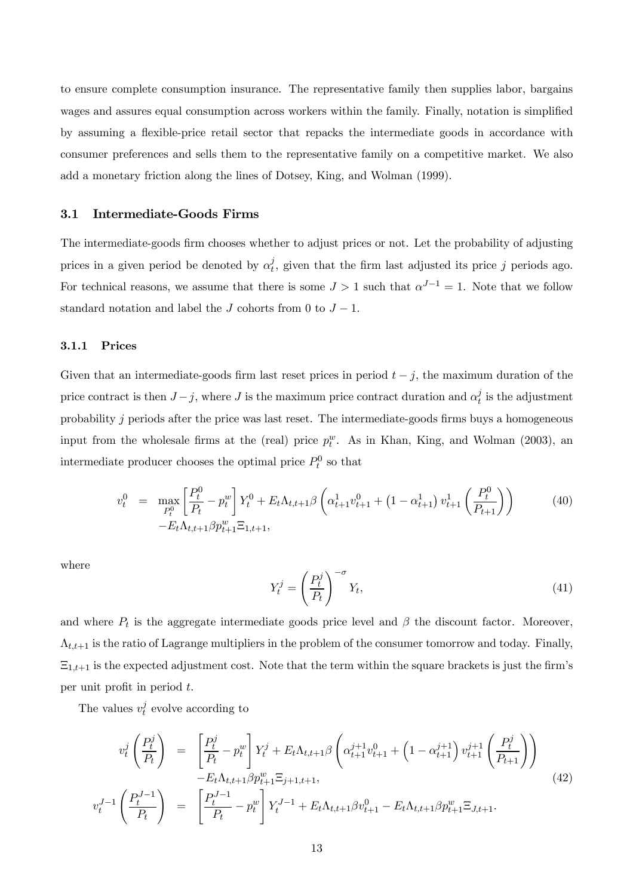to ensure complete consumption insurance. The representative family then supplies labor, bargains wages and assures equal consumption across workers within the family. Finally, notation is simplified by assuming a flexible-price retail sector that repacks the intermediate goods in accordance with consumer preferences and sells them to the representative family on a competitive market. We also add a monetary friction along the lines of Dotsey, King, and Wolman (1999).

### 3.1 Intermediate-Goods Firms

The intermediate-goods firm chooses whether to adjust prices or not. Let the probability of adjusting prices in a given period be denoted by $\alpha_t^j$, given that the firm last adjusted its price $j$ periods ago. For technical reasons, we assume that there is some $J > 1$ such that $\alpha^{J-1} = 1$. Note that we follow standard notation and label the $J$ cohorts from 0 to $J-1$.

#### 3.1.1 Prices

Given that an intermediate-goods firm last reset prices in period $t-j$, the maximum duration of the price contract is then $J-j$, where $J$ is the maximum price contract duration and $\alpha_t^j$ is the adjustment probability $j$ periods after the price was last reset. The intermediate-goods firms buys a homogeneous input from the wholesale firms at the (real) price $p_t^w$. As in Khan, King, and Wolman (2003), an intermediate producer chooses the optimal price $P_t^0$ so that

$$
\begin{aligned}
v_t^0 \;=\; & \max_{P_t^0} \left[\frac{P_t^0}{P_t} - p_t^w\right] Y_t^0 + E_t \Lambda_{t,t+1} \beta \left(\alpha_{t+1}^1 v_{t+1}^0 + \left(1-\alpha_{t+1}^1\right) v_{t+1}^1 \left(\frac{P_t^0}{P_{t+1}}\right)\right) \\
& - E_t \Lambda_{t,t+1} \beta p_{t+1}^w \Xi_{1,t+1},
\end{aligned} \tag{40}
$$

where

$$
Y_t^j = \left(\frac{P_t^j}{P_t}\right)^{-\sigma} Y_t, \tag{41}
$$

and where $P_t$ is the aggregate intermediate goods price level and $\beta$ the discount factor. Moreover, $\Lambda_{t,t+1}$ is the ratio of Lagrange multipliers in the problem of the consumer tomorrow and today. Finally, $\Xi_{1,t+1}$ is the expected adjustment cost. Note that the term within the square brackets is just the firm's per unit profit in period $t$.

The values $v_t^j$ evolve according to

$$
\begin{aligned}
v_t^j \left(\frac{P_t^j}{P_t}\right) \;=\; & \left[\frac{P_t^j}{P_t} - p_t^w\right] Y_t^j + E_t \Lambda_{t,t+1} \beta \left(\alpha_{t+1}^{j+1} v_{t+1}^0 + \left(1-\alpha_{t+1}^{j+1}\right) v_{t+1}^{j+1} \left(\frac{P_t^j}{P_{t+1}}\right)\right) \\
& - E_t \Lambda_{t,t+1} \beta p_{t+1}^w \Xi_{j+1,t+1}, \\
v_t^{J-1} \left(\frac{P_t^{J-1}}{P_t}\right) \;=\; & \left[\frac{P_t^{J-1}}{P_t} - p_t^w\right] Y_t^{J-1} + E_t \Lambda_{t,t+1} \beta v_{t+1}^0 - E_t \Lambda_{t,t+1} \beta p_{t+1}^w \Xi_{J,t+1}.
\end{aligned} \tag{42}
$$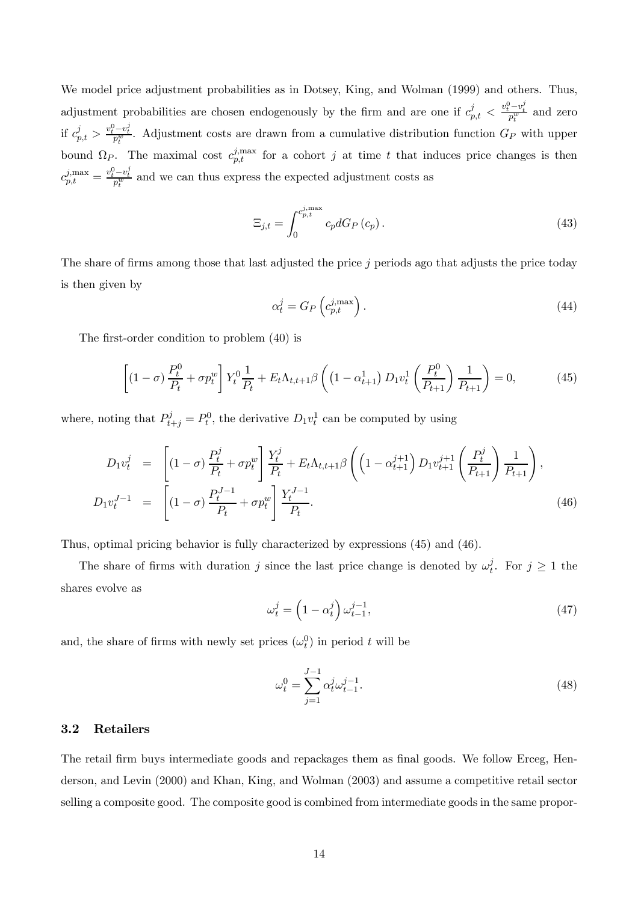We model price adjustment probabilities as in Dotsey, King, and Wolman (1999) and others. Thus, adjustment probabilities are chosen endogenously by the firm and are one if $c_{p,t}^{j} < \frac{v_t^0 - v_t^j}{p_t^w}$ and zero if $c_{p,t}^{j} > \frac{v_t^0 - v_t^j}{p_t^w}$. Adjustment costs are drawn from a cumulative distribution function $G_P$ with upper bound $\Omega_P$. The maximal cost $c_{p,t}^{j,\max}$ for a cohort $j$ at time $t$ that induces price changes is then $c_{p,t}^{j,\max} = \frac{v_t^0 - v_t^j}{p_t^w}$ and we can thus express the expected adjustment costs as

$$\Xi_{j,t} = \int_0^{c_{p,t}^{j,\max}} c_p dG_P\left(c_p\right). \tag{43}$$

The share of firms among those that last adjusted the price $j$ periods ago that adjusts the price today is then given by

$$\alpha_t^j = G_P\left(c_{p,t}^{j,\max}\right). \tag{44}$$

The first-order condition to problem (40) is

$$\left[\left(1-\sigma\right)\frac{P_t^0}{P_t} + \sigma p_t^w\right] Y_t^0 \frac{1}{P_t} + E_t \Lambda_{t,t+1}\beta\left(\left(1-\alpha_{t+1}^1\right) D_1 v_t^1\left(\frac{P_t^0}{P_{t+1}}\right)\frac{1}{P_{t+1}}\right) = 0, \tag{45}$$

where, noting that $P_{t+j}^j = P_t^0$, the derivative $D_1 v_t^1$ can be computed by using

$$\begin{aligned}
D_1 v_t^j &= \left[\left(1-\sigma\right)\frac{P_t^j}{P_t} + \sigma p_t^w\right]\frac{Y_t^j}{P_t} + E_t\Lambda_{t,t+1}\beta\left(\left(1-\alpha_{t+1}^{j+1}\right)D_1 v_{t+1}^{j+1}\left(\frac{P_t^j}{P_{t+1}}\right)\frac{1}{P_{t+1}}\right), \\
D_1 v_t^{J-1} &= \left[\left(1-\sigma\right)\frac{P_t^{J-1}}{P_t} + \sigma p_t^w\right]\frac{Y_t^{J-1}}{P_t}.
\end{aligned} \tag{46}$$

Thus, optimal pricing behavior is fully characterized by expressions (45) and (46).

The share of firms with duration $j$ since the last price change is denoted by $\omega_t^j$. For $j \geq 1$ the shares evolve as

$$\omega_t^j = \left(1-\alpha_t^j\right)\omega_{t-1}^{j-1}, \tag{47}$$

and, the share of firms with newly set prices $(\omega_t^0)$ in period $t$ will be

$$\omega_t^0 = \sum_{j=1}^{J-1}\alpha_t^j\omega_{t-1}^{j-1}. \tag{48}$$

### 3.2 Retailers

The retail firm buys intermediate goods and repackages them as final goods. We follow Erceg, Henderson, and Levin (2000) and Khan, King, and Wolman (2003) and assume a competitive retail sector selling a composite good. The composite good is combined from intermediate goods in the same propor-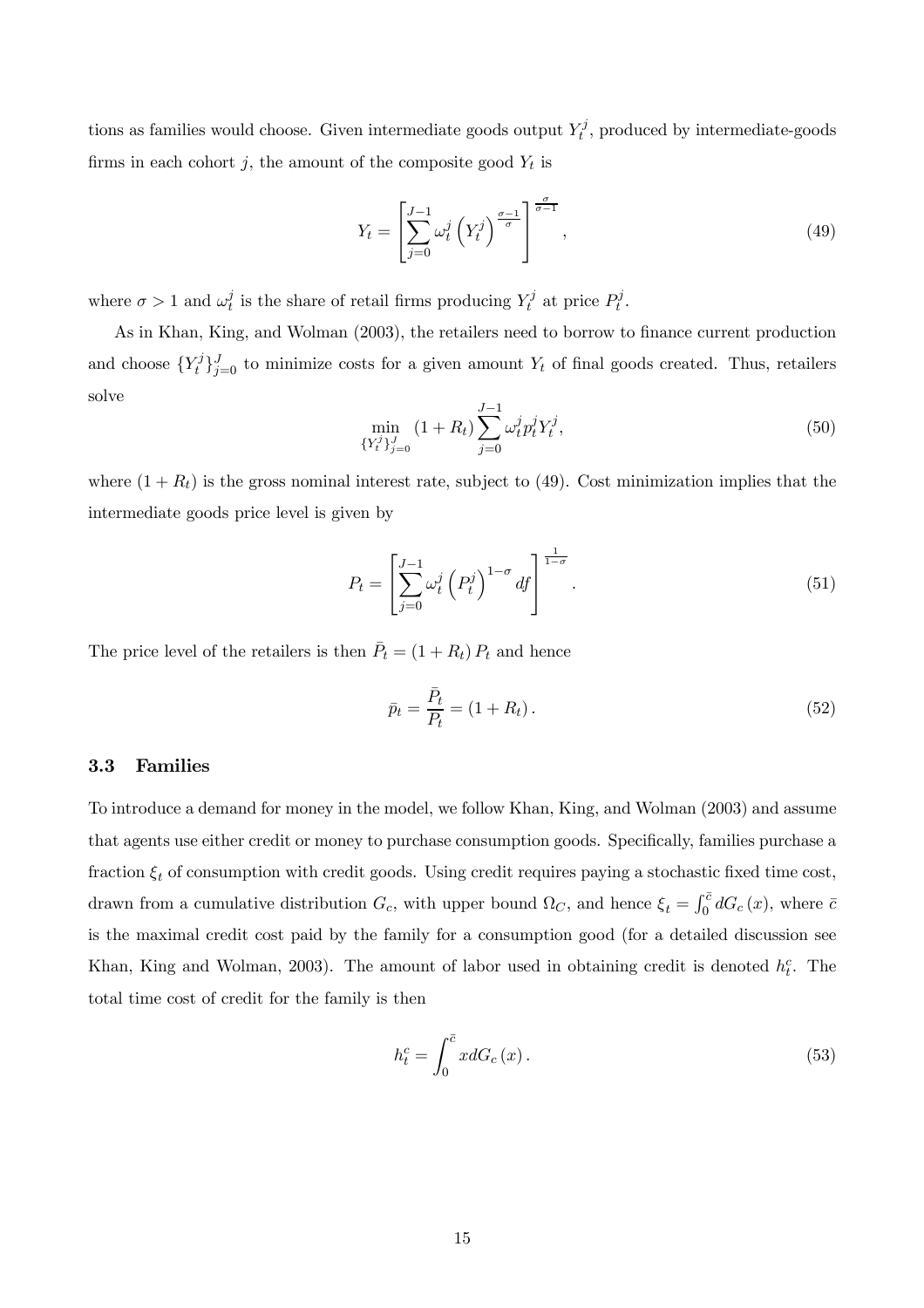tions as families would choose. Given intermediate goods output $Y_t^j$, produced by intermediate-goods firms in each cohort $j$, the amount of the composite good $Y_t$ is

$$Y_t = \left[ \sum_{j=0}^{J-1} \omega_t^j \left( Y_t^j \right)^{\frac{\sigma-1}{\sigma}} \right]^{\frac{\sigma}{\sigma-1}}, \tag{49}$$

where $\sigma > 1$ and $\omega_t^j$ is the share of retail firms producing $Y_t^j$ at price $P_t^j$.

As in Khan, King, and Wolman (2003), the retailers need to borrow to finance current production and choose $\{Y_t^j\}_{j=0}^J$ to minimize costs for a given amount $Y_t$ of final goods created. Thus, retailers solve

$$\min_{\{Y_t^j\}_{j=0}^J} (1 + R_t) \sum_{j=0}^{J-1} \omega_t^j p_t^j Y_t^j, \tag{50}$$

where $(1 + R_t)$ is the gross nominal interest rate, subject to (49). Cost minimization implies that the intermediate goods price level is given by

$$P_t = \left[ \sum_{j=0}^{J-1} \omega_t^j \left( P_t^j \right)^{1-\sigma} df \right]^{\frac{1}{1-\sigma}}. \tag{51}$$

The price level of the retailers is then $\bar{P}_t = (1 + R_t) P_t$ and hence

$$\bar{p}_t = \frac{\bar{P}_t}{P_t} = (1 + R_t). \tag{52}$$

### 3.3 Families

To introduce a demand for money in the model, we follow Khan, King, and Wolman (2003) and assume that agents use either credit or money to purchase consumption goods. Specifically, families purchase a fraction $\xi_t$ of consumption with credit goods. Using credit requires paying a stochastic fixed time cost, drawn from a cumulative distribution $G_c$, with upper bound $\Omega_C$, and hence $\xi_t = \int_0^{\bar{c}} dG_c(x)$, where $\bar{c}$ is the maximal credit cost paid by the family for a consumption good (for a detailed discussion see Khan, King and Wolman, 2003). The amount of labor used in obtaining credit is denoted $h_t^c$. The total time cost of credit for the family is then

$$h_t^c = \int_0^{\bar{c}} x dG_c(x). \tag{53}$$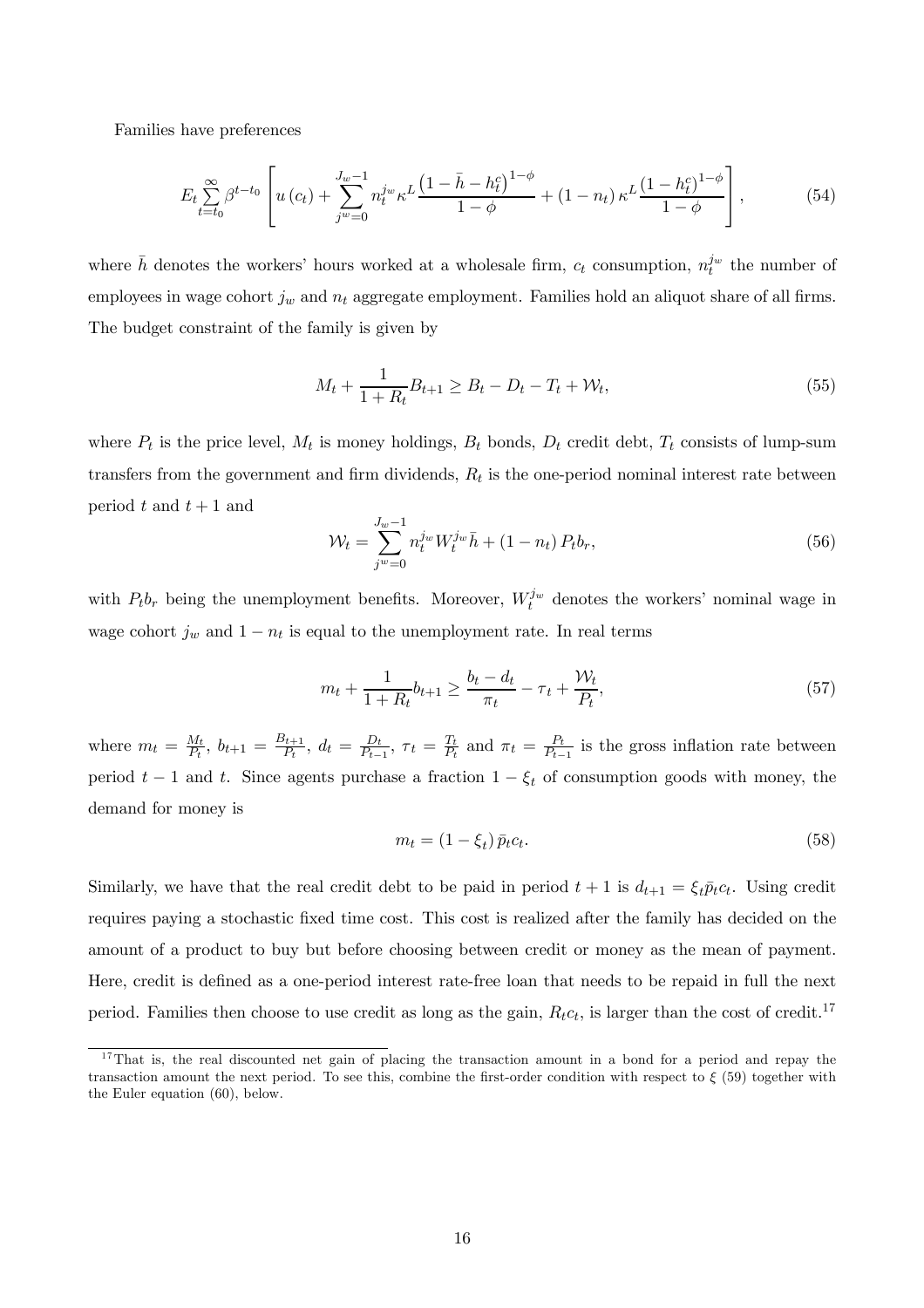Families have preferences

$$E_t \sum_{t=t_0}^{\infty} \beta^{t-t_0} \left[ u(c_t) + \sum_{j^w=0}^{J_w-1} n_t^{j_w} \kappa^L \frac{\left(1-\bar{h}-h_t^c\right)^{1-\phi}}{1-\phi} + (1-n_t)\,\kappa^L \frac{\left(1-h_t^c\right)^{1-\phi}}{1-\phi} \right], \tag{54}$$

where $\bar{h}$ denotes the workers' hours worked at a wholesale firm, $c_t$ consumption, $n_t^{j_w}$ the number of employees in wage cohort $j_w$ and $n_t$ aggregate employment. Families hold an aliquot share of all firms. The budget constraint of the family is given by

$$M_t + \frac{1}{1+R_t} B_{t+1} \geq B_t - D_t - T_t + \mathcal{W}_t, \tag{55}$$

where $P_t$ is the price level, $M_t$ is money holdings, $B_t$ bonds, $D_t$ credit debt, $T_t$ consists of lump-sum transfers from the government and firm dividends, $R_t$ is the one-period nominal interest rate between period $t$ and $t+1$ and

$$\mathcal{W}_t = \sum_{j^w=0}^{J_w-1} n_t^{j_w} W_t^{j_w} \bar{h} + (1-n_t)\, P_t b_r, \tag{56}$$

with $P_t b_r$ being the unemployment benefits. Moreover, $W_t^{j_w}$ denotes the workers' nominal wage in wage cohort $j_w$ and $1-n_t$ is equal to the unemployment rate. In real terms

$$m_t + \frac{1}{1+R_t} b_{t+1} \geq \frac{b_t - d_t}{\pi_t} - \tau_t + \frac{\mathcal{W}_t}{P_t}, \tag{57}$$

where $m_t = \frac{M_t}{P_t}$, $b_{t+1} = \frac{B_{t+1}}{P_t}$, $d_t = \frac{D_t}{P_{t-1}}$, $\tau_t = \frac{T_t}{P_t}$ and $\pi_t = \frac{P_t}{P_{t-1}}$ is the gross inflation rate between period $t-1$ and $t$. Since agents purchase a fraction $1-\xi_t$ of consumption goods with money, the demand for money is

$$m_t = (1-\xi_t)\, \bar{p}_t c_t. \tag{58}$$

Similarly, we have that the real credit debt to be paid in period $t+1$ is $d_{t+1} = \xi_t \bar{p}_t c_t$. Using credit requires paying a stochastic fixed time cost. This cost is realized after the family has decided on the amount of a product to buy but before choosing between credit or money as the mean of payment. Here, credit is defined as a one-period interest rate-free loan that needs to be repaid in full the next period. Families then choose to use credit as long as the gain, $R_t c_t$, is larger than the cost of credit.[17]

[17] That is, the real discounted net gain of placing the transaction amount in a bond for a period and repay the transaction amount the next period. To see this, combine the first-order condition with respect to $\xi$ (59) together with the Euler equation (60), below.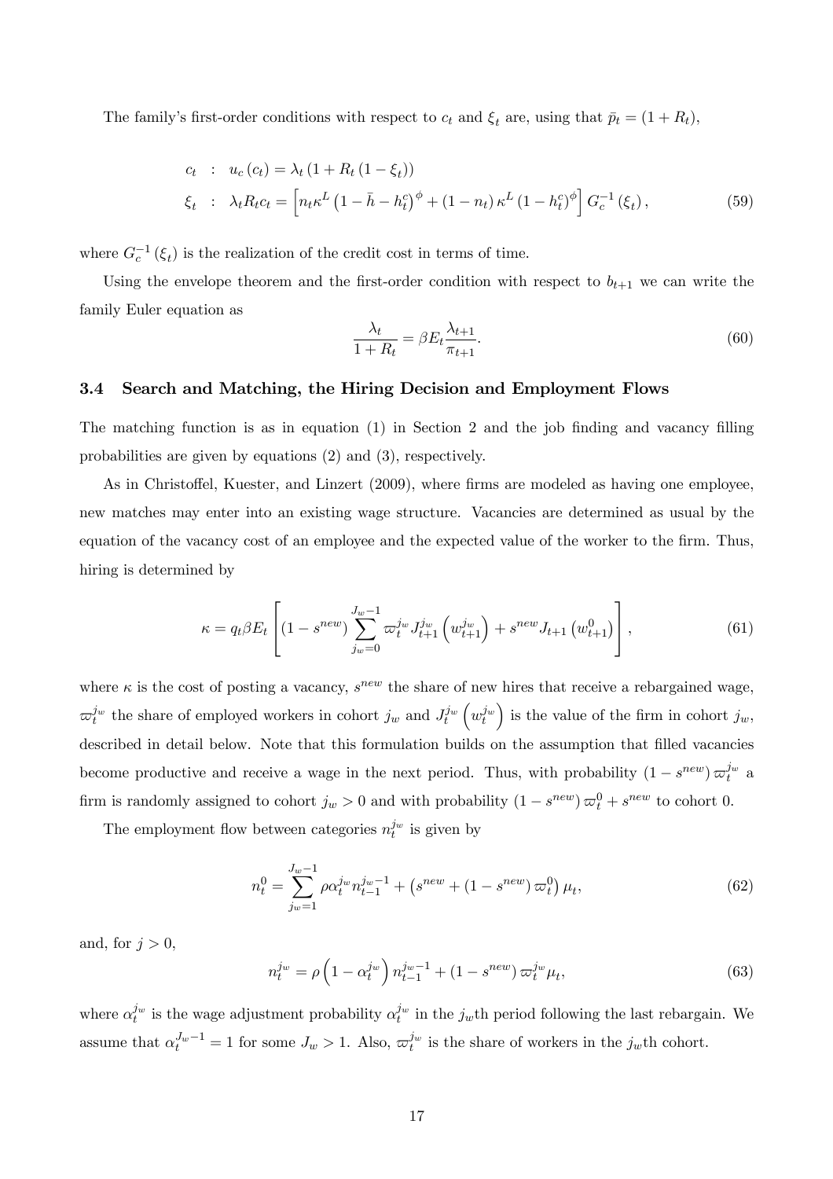The family's first-order conditions with respect to $c_t$ and $\xi_t$ are, using that $\bar{p}_t = (1 + R_t)$,

$$
\begin{aligned}
c_t &: \quad u_c(c_t) = \lambda_t \left(1 + R_t \left(1 - \xi_t\right)\right) \\
\xi_t &: \quad \lambda_t R_t c_t = \left[ n_t \kappa^L \left(1 - \bar{h} - h_t^c\right)^\phi + (1 - n_t) \kappa^L \left(1 - h_t^c\right)^\phi \right] G_c^{-1}(\xi_t), \qquad (59)
\end{aligned}
$$

where $G_c^{-1}(\xi_t)$ is the realization of the credit cost in terms of time.

Using the envelope theorem and the first-order condition with respect to $b_{t+1}$ we can write the family Euler equation as

$$
\frac{\lambda_t}{1 + R_t} = \beta E_t \frac{\lambda_{t+1}}{\pi_{t+1}}. \qquad (60)
$$

### 3.4 Search and Matching, the Hiring Decision and Employment Flows

The matching function is as in equation (1) in Section 2 and the job finding and vacancy filling probabilities are given by equations (2) and (3), respectively.

As in Christoffel, Kuester, and Linzert (2009), where firms are modeled as having one employee, new matches may enter into an existing wage structure. Vacancies are determined as usual by the equation of the vacancy cost of an employee and the expected value of the worker to the firm. Thus, hiring is determined by

$$
\kappa = q_t \beta E_t \left[ \left(1 - s^{new}\right) \sum_{j_w=0}^{J_w - 1} \varpi_t^{j_w} J_{t+1}^{j_w}\left(w_{t+1}^{j_w}\right) + s^{new} J_{t+1}\left(w_{t+1}^0\right) \right], \qquad (61)
$$

where $\kappa$ is the cost of posting a vacancy, $s^{new}$ the share of new hires that receive a rebargained wage, $\varpi_t^{j_w}$ the share of employed workers in cohort $j_w$ and $J_t^{j_w}\left(w_t^{j_w}\right)$ is the value of the firm in cohort $j_w$, described in detail below. Note that this formulation builds on the assumption that filled vacancies become productive and receive a wage in the next period. Thus, with probability $\left(1 - s^{new}\right) \varpi_t^{j_w}$ a firm is randomly assigned to cohort $j_w > 0$ and with probability $\left(1 - s^{new}\right) \varpi_t^0 + s^{new}$ to cohort 0.

The employment flow between categories $n_t^{j_w}$ is given by

$$
n_t^0 = \sum_{j_w=1}^{J_w - 1} \rho \alpha_t^{j_w} n_{t-1}^{j_w - 1} + \left(s^{new} + \left(1 - s^{new}\right) \varpi_t^0\right) \mu_t, \qquad (62)
$$

and, for $j > 0$,

$$
n_t^{j_w} = \rho \left(1 - \alpha_t^{j_w}\right) n_{t-1}^{j_w - 1} + \left(1 - s^{new}\right) \varpi_t^{j_w} \mu_t, \qquad (63)
$$

where $\alpha_t^{j_w}$ is the wage adjustment probability $\alpha_t^{j_w}$ in the $j_w$th period following the last rebargain. We assume that $\alpha_t^{J_w - 1} = 1$ for some $J_w > 1$. Also, $\varpi_t^{j_w}$ is the share of workers in the $j_w$th cohort.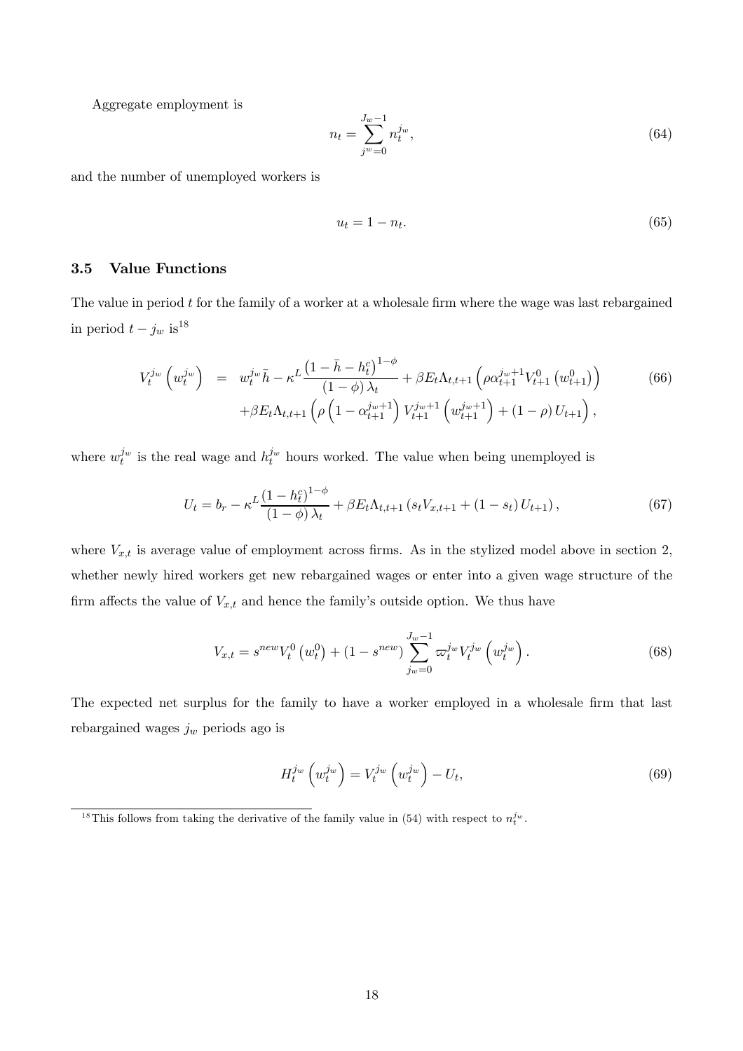Aggregate employment is

$$n_t = \sum_{j^w=0}^{J_w-1} n_t^{j^w}, \tag{64}$$

and the number of unemployed workers is

$$u_t = 1 - n_t. \tag{65}$$

### 3.5 Value Functions

The value in period $t$ for the family of a worker at a wholesale firm where the wage was last rebargained in period $t - j_w$ is[18]

$$\begin{aligned} V_t^{j_w}\left(w_t^{j_w}\right) &= w_t^{j_w}\bar{h} - \kappa^L \frac{\left(1 - \bar{h} - h_t^c\right)^{1-\phi}}{(1-\phi)\lambda_t} + \beta E_t \Lambda_{t,t+1}\left(\rho \alpha_{t+1}^{j_w+1} V_{t+1}^0\left(w_{t+1}^0\right)\right) \\ &\quad + \beta E_t \Lambda_{t,t+1}\left(\rho\left(1 - \alpha_{t+1}^{j_w+1}\right) V_{t+1}^{j_w+1}\left(w_{t+1}^{j_w+1}\right) + (1-\rho) U_{t+1}\right), \end{aligned} \tag{66}$$

where $w_t^{j_w}$ is the real wage and $h_t^{j_w}$ hours worked. The value when being unemployed is

$$U_t = b_r - \kappa^L \frac{\left(1 - h_t^c\right)^{1-\phi}}{(1-\phi)\lambda_t} + \beta E_t \Lambda_{t,t+1}\left(s_t V_{x,t+1} + (1 - s_t) U_{t+1}\right), \tag{67}$$

where $V_{x,t}$ is average value of employment across firms. As in the stylized model above in section 2, whether newly hired workers get new rebargained wages or enter into a given wage structure of the firm affects the value of $V_{x,t}$ and hence the family's outside option. We thus have

$$V_{x,t} = s^{new} V_t^0\left(w_t^0\right) + \left(1 - s^{new}\right) \sum_{j_w=0}^{J_w-1} \varpi_t^{j_w} V_t^{j_w}\left(w_t^{j_w}\right). \tag{68}$$

The expected net surplus for the family to have a worker employed in a wholesale firm that last rebargained wages $j_w$ periods ago is

$$H_t^{j_w}\left(w_t^{j_w}\right) = V_t^{j_w}\left(w_t^{j_w}\right) - U_t, \tag{69}$$

[18] This follows from taking the derivative of the family value in (54) with respect to $n_t^{j_w}$.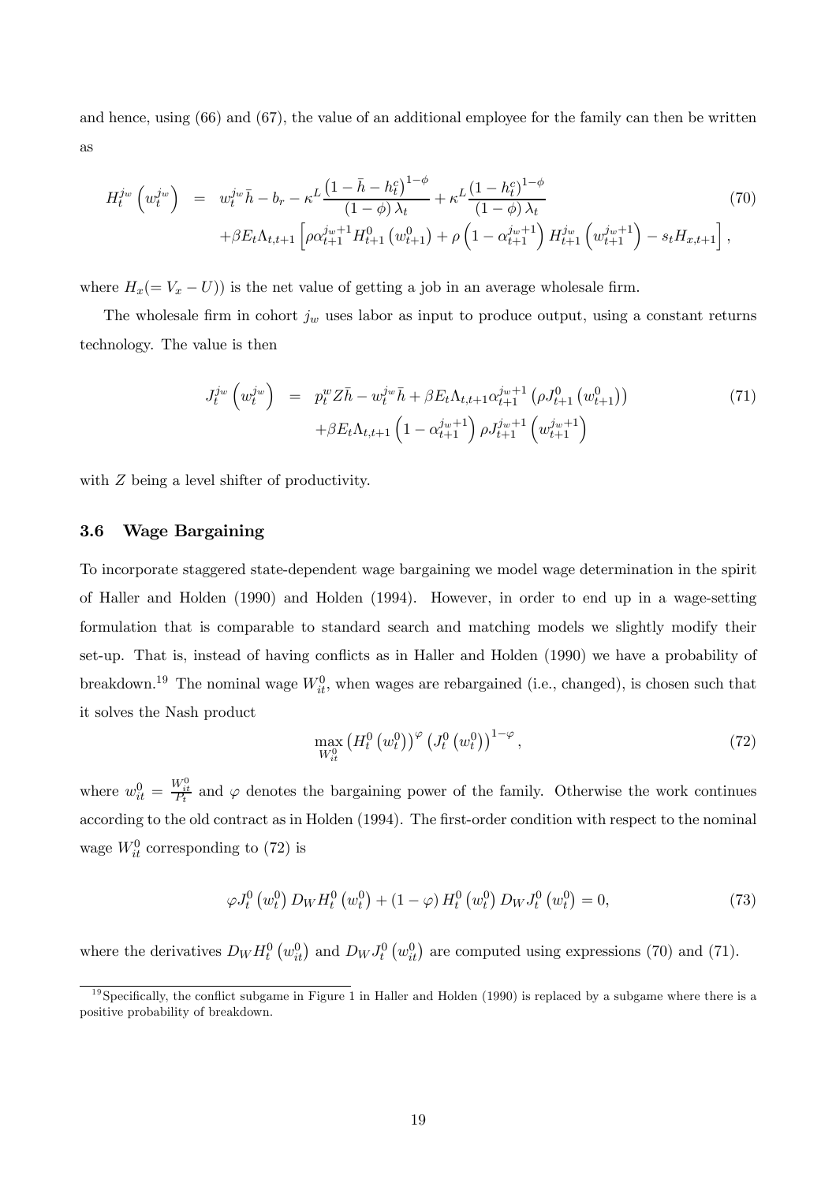and hence, using (66) and (67), the value of an additional employee for the family can then be written as

$$
\begin{aligned}
H_t^{j_w}\left(w_t^{j_w}\right) &= w_t^{j_w}\bar{h} - b_r - \kappa^L \frac{\left(1-\bar{h}-h_t^c\right)^{1-\phi}}{(1-\phi)\lambda_t} + \kappa^L \frac{\left(1-h_t^c\right)^{1-\phi}}{(1-\phi)\lambda_t} \\
&\quad + \beta E_t \Lambda_{t,t+1}\left[\rho \alpha_{t+1}^{j_w+1} H_{t+1}^0\left(w_{t+1}^0\right) + \rho\left(1-\alpha_{t+1}^{j_w+1}\right) H_{t+1}^{j_w}\left(w_{t+1}^{j_w+1}\right) - s_t H_{x,t+1}\right],
\end{aligned} \tag{70}
$$

where $H_x (= V_x - U)$ is the net value of getting a job in an average wholesale firm.

The wholesale firm in cohort $j_w$ uses labor as input to produce output, using a constant returns technology. The value is then

$$
\begin{aligned}
J_t^{j_w}\left(w_t^{j_w}\right) &= p_t^w Z \bar{h} - w_t^{j_w}\bar{h} + \beta E_t \Lambda_{t,t+1} \alpha_{t+1}^{j_w+1}\left(\rho J_{t+1}^0\left(w_{t+1}^0\right)\right) \\
&\quad + \beta E_t \Lambda_{t,t+1}\left(1-\alpha_{t+1}^{j_w+1}\right)\rho J_{t+1}^{j_w+1}\left(w_{t+1}^{j_w+1}\right)
\end{aligned} \tag{71}
$$

with $Z$ being a level shifter of productivity.

### 3.6 Wage Bargaining

To incorporate staggered state-dependent wage bargaining we model wage determination in the spirit of Haller and Holden (1990) and Holden (1994). However, in order to end up in a wage-setting formulation that is comparable to standard search and matching models we slightly modify their set-up. That is, instead of having conflicts as in Haller and Holden (1990) we have a probability of breakdown.[19] The nominal wage $W_{it}^0$, when wages are rebargained (i.e., changed), is chosen such that it solves the Nash product

$$
\max_{W_{it}^0} \left(H_t^0\left(w_t^0\right)\right)^{\varphi}\left(J_t^0\left(w_t^0\right)\right)^{1-\varphi}, \tag{72}
$$

where $w_{it}^0 = \frac{W_{it}^0}{P_t}$ and $\varphi$ denotes the bargaining power of the family. Otherwise the work continues according to the old contract as in Holden (1994). The first-order condition with respect to the nominal wage $W_{it}^0$ corresponding to (72) is

$$
\varphi J_t^0\left(w_t^0\right) D_W H_t^0\left(w_t^0\right) + (1-\varphi) H_t^0\left(w_t^0\right) D_W J_t^0\left(w_t^0\right) = 0, \tag{73}
$$

where the derivatives $D_W H_t^0\left(w_{it}^0\right)$ and $D_W J_t^0\left(w_{it}^0\right)$ are computed using expressions (70) and (71).

[19] Specifically, the conflict subgame in Figure 1 in Haller and Holden (1990) is replaced by a subgame where there is a positive probability of breakdown.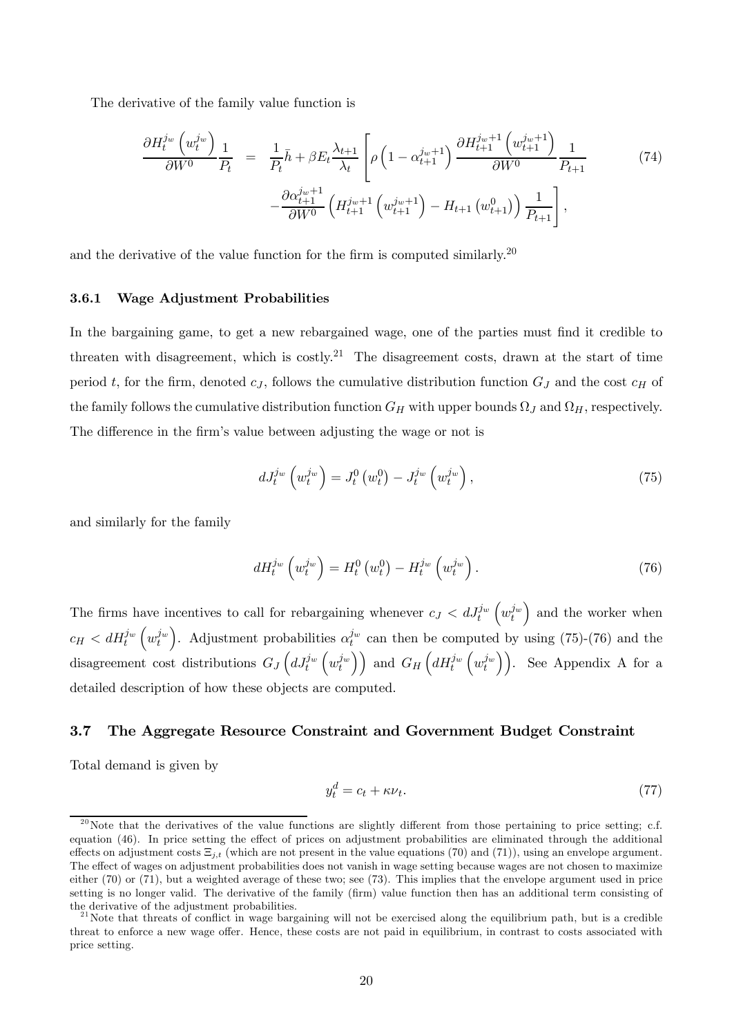The derivative of the family value function is

$$
\begin{aligned}
\frac{\partial H_t^{j_w}\left(w_t^{j_w}\right)}{\partial W^0}\frac{1}{P_t} &= \frac{1}{P_t}\bar{h} + \beta E_t \frac{\lambda_{t+1}}{\lambda_t}\left[\rho\left(1-\alpha_{t+1}^{j_w+1}\right)\frac{\partial H_{t+1}^{j_w+1}\left(w_{t+1}^{j_w+1}\right)}{\partial W^0}\frac{1}{P_{t+1}}\right. \\
&\qquad \left. -\frac{\partial \alpha_{t+1}^{j_w+1}}{\partial W^0}\left(H_{t+1}^{j_w+1}\left(w_{t+1}^{j_w+1}\right) - H_{t+1}\left(w_{t+1}^0\right)\right)\frac{1}{P_{t+1}}\right],
\end{aligned}
\tag{74}
$$

and the derivative of the value function for the firm is computed similarly.[20]

### 3.6.1 Wage Adjustment Probabilities

In the bargaining game, to get a new rebargained wage, one of the parties must find it credible to threaten with disagreement, which is costly.[21] The disagreement costs, drawn at the start of time period $t$, for the firm, denoted $c_J$, follows the cumulative distribution function $G_J$ and the cost $c_H$ of the family follows the cumulative distribution function $G_H$ with upper bounds $\Omega_J$ and $\Omega_H$, respectively. The difference in the firm's value between adjusting the wage or not is

$$
dJ_t^{j_w}\left(w_t^{j_w}\right) = J_t^0\left(w_t^0\right) - J_t^{j_w}\left(w_t^{j_w}\right), \tag{75}
$$

and similarly for the family

$$
dH_t^{j_w}\left(w_t^{j_w}\right) = H_t^0\left(w_t^0\right) - H_t^{j_w}\left(w_t^{j_w}\right). \tag{76}
$$

The firms have incentives to call for rebargaining whenever $c_J < dJ_t^{j_w}\left(w_t^{j_w}\right)$ and the worker when $c_H < dH_t^{j_w}\left(w_t^{j_w}\right)$. Adjustment probabilities $\alpha_t^{j_w}$ can then be computed by using (75)-(76) and the disagreement cost distributions $G_J\left(dJ_t^{j_w}\left(w_t^{j_w}\right)\right)$ and $G_H\left(dH_t^{j_w}\left(w_t^{j_w}\right)\right)$. See Appendix A for a detailed description of how these objects are computed.

## 3.7 The Aggregate Resource Constraint and Government Budget Constraint

Total demand is given by

$$
y_t^d = c_t + \kappa \nu_t. \tag{77}
$$

[20] Note that the derivatives of the value functions are slightly different from those pertaining to price setting; c.f. equation (46). In price setting the effect of prices on adjustment probabilities are eliminated through the additional effects on adjustment costs $\Xi_{j,t}$ (which are not present in the value equations (70) and (71)), using an envelope argument. The effect of wages on adjustment probabilities does not vanish in wage setting because wages are not chosen to maximize either (70) or (71), but a weighted average of these two; see (73). This implies that the envelope argument used in price setting is no longer valid. The derivative of the family (firm) value function then has an additional term consisting of the derivative of the adjustment probabilities.

[21] Note that threats of conflict in wage bargaining will not be exercised along the equilibrium path, but is a credible threat to enforce a new wage offer. Hence, these costs are not paid in equilibrium, in contrast to costs associated with price setting.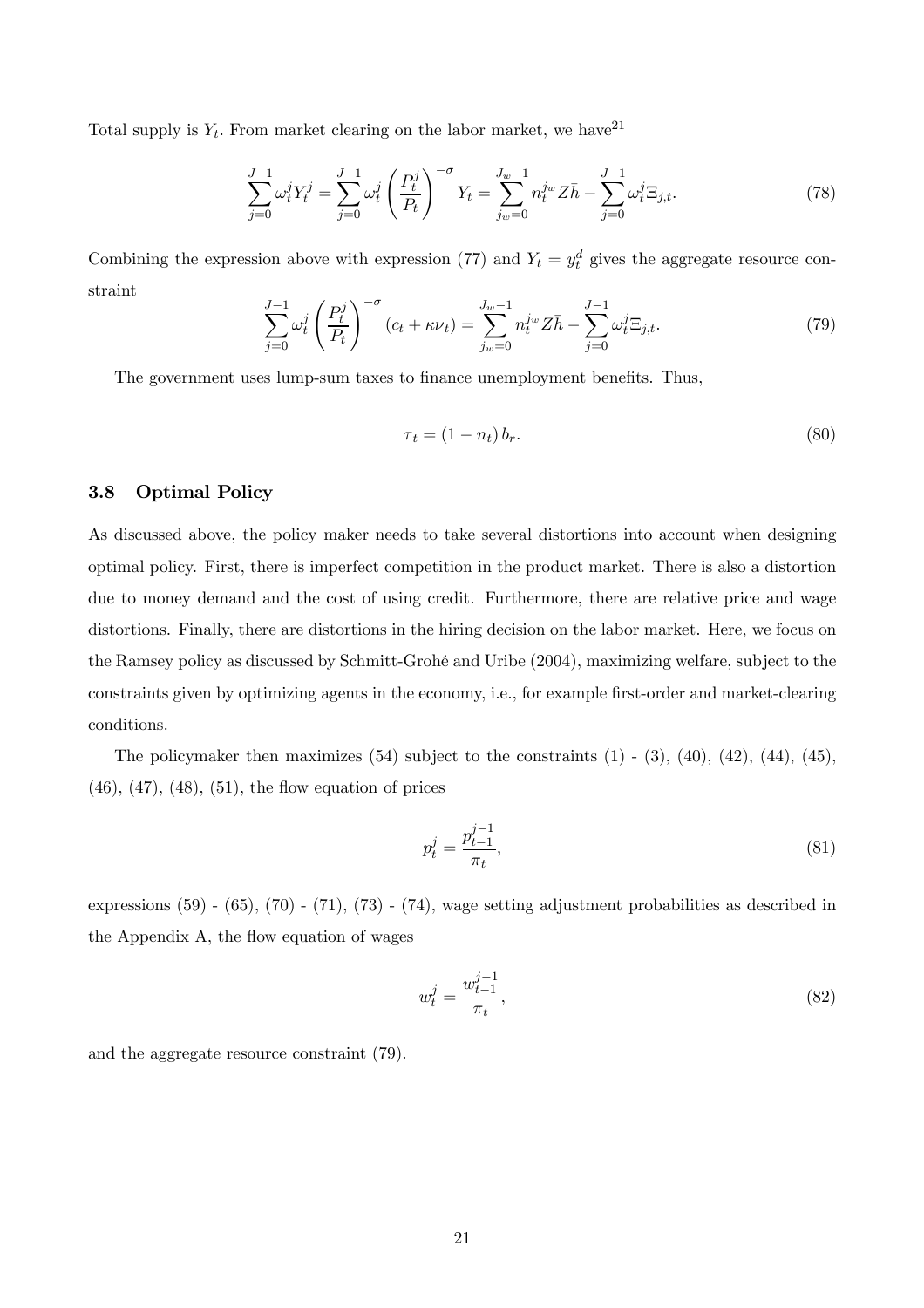Total supply is $Y_t$. From market clearing on the labor market, we have[21]

$$\sum_{j=0}^{J-1} \omega_t^j Y_t^j = \sum_{j=0}^{J-1} \omega_t^j \left(\frac{P_t^j}{P_t}\right)^{-\sigma} Y_t = \sum_{j_w=0}^{J_w-1} n_t^{j_w} Z\bar{h} - \sum_{j=0}^{J-1} \omega_t^j \Xi_{j,t}. \tag{78}$$

Combining the expression above with expression (77) and $Y_t = y_t^d$ gives the aggregate resource constraint

$$\sum_{j=0}^{J-1} \omega_t^j \left(\frac{P_t^j}{P_t}\right)^{-\sigma} (c_t + \kappa \nu_t) = \sum_{j_w=0}^{J_w-1} n_t^{j_w} Z\bar{h} - \sum_{j=0}^{J-1} \omega_t^j \Xi_{j,t}. \tag{79}$$

The government uses lump-sum taxes to finance unemployment benefits. Thus,

$$\tau_t = (1 - n_t)\, b_r. \tag{80}$$

### 3.8 Optimal Policy

As discussed above, the policy maker needs to take several distortions into account when designing optimal policy. First, there is imperfect competition in the product market. There is also a distortion due to money demand and the cost of using credit. Furthermore, there are relative price and wage distortions. Finally, there are distortions in the hiring decision on the labor market. Here, we focus on the Ramsey policy as discussed by Schmitt-Grohé and Uribe (2004), maximizing welfare, subject to the constraints given by optimizing agents in the economy, i.e., for example first-order and market-clearing conditions.

The policymaker then maximizes (54) subject to the constraints (1) - (3), (40), (42), (44), (45), (46), (47), (48), (51), the flow equation of prices

$$p_t^j = \frac{p_{t-1}^{j-1}}{\pi_t}, \tag{81}$$

expressions (59) - (65), (70) - (71), (73) - (74), wage setting adjustment probabilities as described in the Appendix A, the flow equation of wages

$$w_t^j = \frac{w_{t-1}^{j-1}}{\pi_t}, \tag{82}$$

and the aggregate resource constraint (79).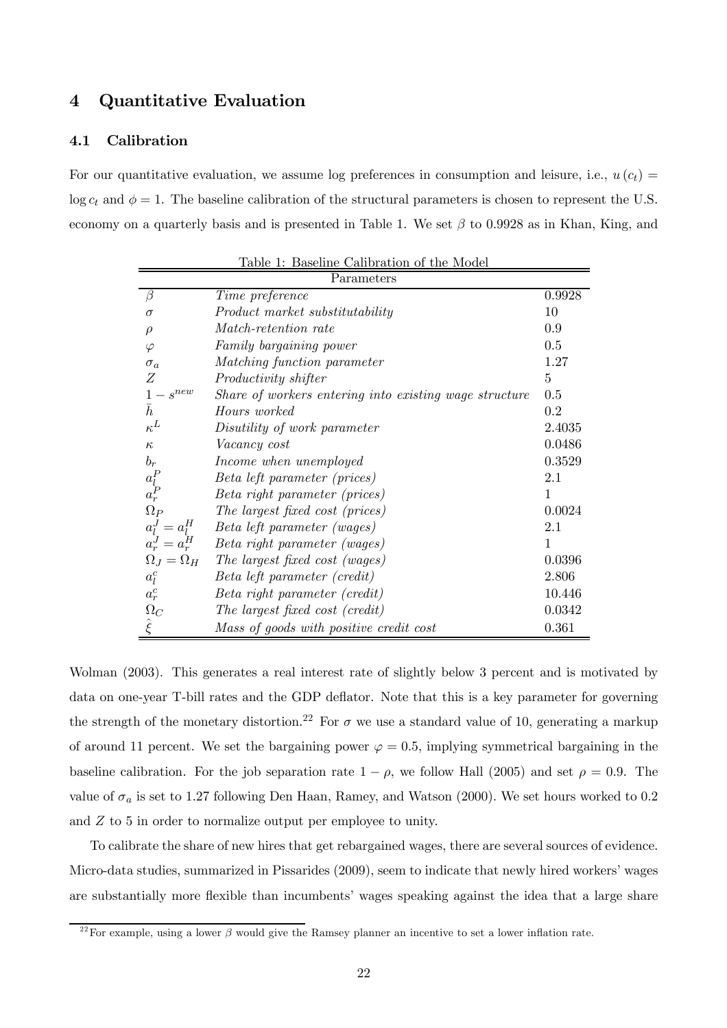## 4 Quantitative Evaluation

### 4.1 Calibration

For our quantitative evaluation, we assume log preferences in consumption and leisure, i.e., $u(c_t) = \log c_t$ and $\phi = 1$. The baseline calibration of the structural parameters is chosen to represent the U.S. economy on a quarterly basis and is presented in Table 1. We set $\beta$ to 0.9928 as in Khan, King, and Wolman (2003). This generates a real interest rate of slightly below 3 percent and is motivated by data on one-year T-bill rates and the GDP deflator. Note that this is a key parameter for governing the strength of the monetary distortion.[22] For $\sigma$ we use a standard value of 10, generating a markup of around 11 percent. We set the bargaining power $\varphi = 0.5$, implying symmetrical bargaining in the baseline calibration. For the job separation rate $1 - \rho$, we follow Hall (2005) and set $\rho = 0.9$. The value of $\sigma_a$ is set to 1.27 following Den Haan, Ramey, and Watson (2000). We set hours worked to 0.2 and $Z$ to 5 in order to normalize output per employee to unity.

Table 1: Baseline Calibration of the Model

| Parameters | | |
|---|---|---|
| $\beta$ | *Time preference* | 0.9928 |
| $\sigma$ | *Product market substitutability* | 10 |
| $\rho$ | *Match-retention rate* | 0.9 |
| $\varphi$ | *Family bargaining power* | 0.5 |
| $\sigma_a$ | *Matching function parameter* | 1.27 |
| $Z$ | *Productivity shifter* | 5 |
| $1 - s^{new}$ | *Share of workers entering into existing wage structure* | 0.5 |
| $\bar{h}$ | *Hours worked* | 0.2 |
| $\kappa^L$ | *Disutility of work parameter* | 2.4035 |
| $\kappa$ | *Vacancy cost* | 0.0486 |
| $b_r$ | *Income when unemployed* | 0.3529 |
| $a_l^P$ | *Beta left parameter (prices)* | 2.1 |
| $a_r^P$ | *Beta right parameter (prices)* | 1 |
| $\Omega_P$ | *The largest fixed cost (prices)* | 0.0024 |
| $a_l^J = a_l^H$ | *Beta left parameter (wages)* | 2.1 |
| $a_r^J = a_r^H$ | *Beta right parameter (wages)* | 1 |
| $\Omega_J = \Omega_H$ | *The largest fixed cost (wages)* | 0.0396 |
| $a_l^c$ | *Beta left parameter (credit)* | 2.806 |
| $a_r^c$ | *Beta right parameter (credit)* | 10.446 |
| $\Omega_C$ | *The largest fixed cost (credit)* | 0.0342 |
| $\hat{\xi}$ | *Mass of goods with positive credit cost* | 0.361 |

To calibrate the share of new hires that get rebargained wages, there are several sources of evidence. Micro-data studies, summarized in Pissarides (2009), seem to indicate that newly hired workers' wages are substantially more flexible than incumbents' wages speaking against the idea that a large share

[22] For example, using a lower $\beta$ would give the Ramsey planner an incentive to set a lower inflation rate.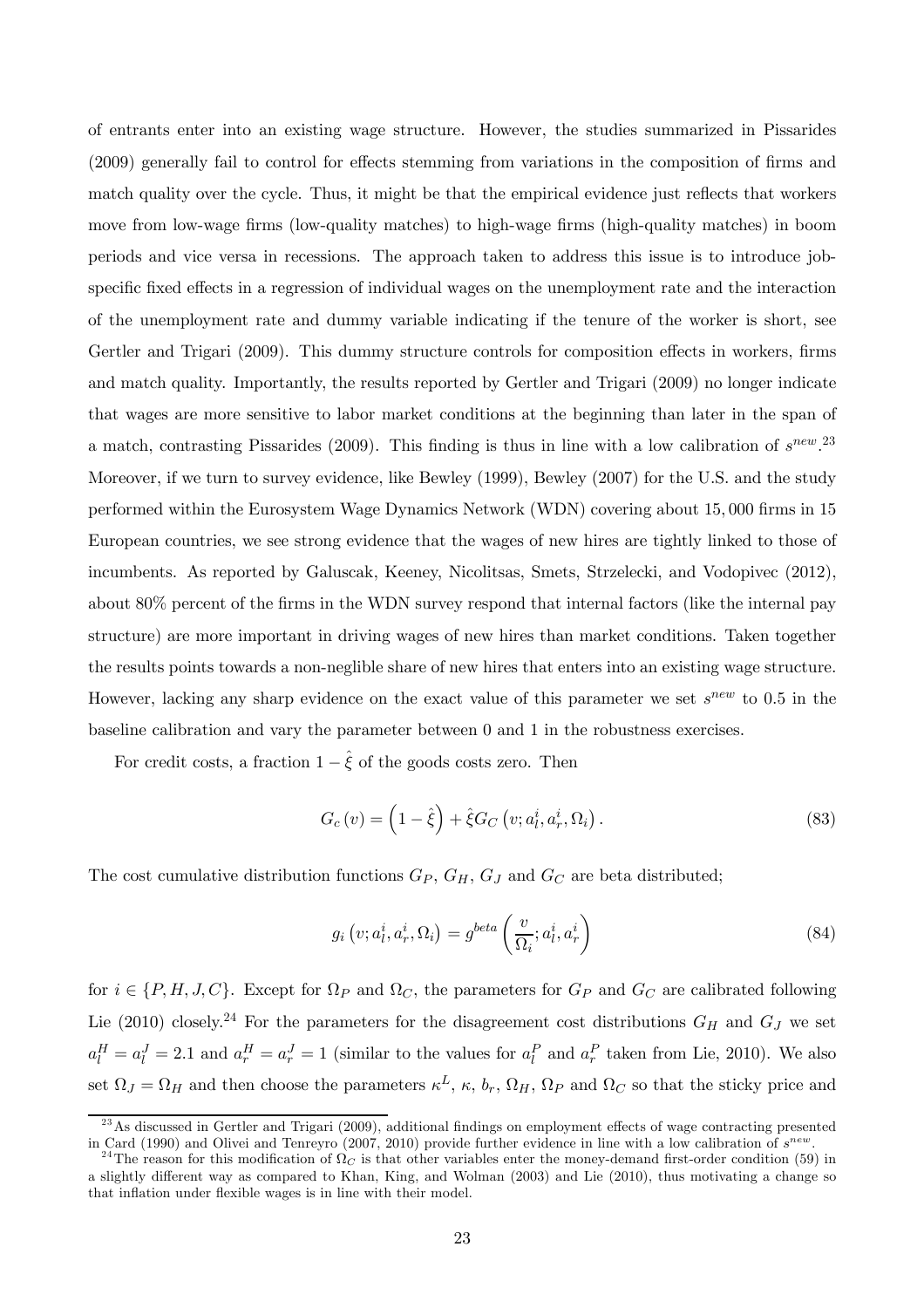of entrants enter into an existing wage structure. However, the studies summarized in Pissarides (2009) generally fail to control for effects stemming from variations in the composition of firms and match quality over the cycle. Thus, it might be that the empirical evidence just reflects that workers move from low-wage firms (low-quality matches) to high-wage firms (high-quality matches) in boom periods and vice versa in recessions. The approach taken to address this issue is to introduce job-specific fixed effects in a regression of individual wages on the unemployment rate and the interaction of the unemployment rate and dummy variable indicating if the tenure of the worker is short, see Gertler and Trigari (2009). This dummy structure controls for composition effects in workers, firms and match quality. Importantly, the results reported by Gertler and Trigari (2009) no longer indicate that wages are more sensitive to labor market conditions at the beginning than later in the span of a match, contrasting Pissarides (2009). This finding is thus in line with a low calibration of $s^{new}$.[23] Moreover, if we turn to survey evidence, like Bewley (1999), Bewley (2007) for the U.S. and the study performed within the Eurosystem Wage Dynamics Network (WDN) covering about 15,000 firms in 15 European countries, we see strong evidence that the wages of new hires are tightly linked to those of incumbents. As reported by Galuscak, Keeney, Nicolitsas, Smets, Strzelecki, and Vodopivec (2012), about 80% percent of the firms in the WDN survey respond that internal factors (like the internal pay structure) are more important in driving wages of new hires than market conditions. Taken together the results points towards a non-neglible share of new hires that enters into an existing wage structure. However, lacking any sharp evidence on the exact value of this parameter we set $s^{new}$ to 0.5 in the baseline calibration and vary the parameter between 0 and 1 in the robustness exercises.

For credit costs, a fraction $1-\hat{\xi}$ of the goods costs zero. Then

$$G_c(v) = \left(1-\hat{\xi}\right) + \hat{\xi} G_C\left(v; a_l^i, a_r^i, \Omega_i\right). \tag{83}$$

The cost cumulative distribution functions $G_P$, $G_H$, $G_J$ and $G_C$ are beta distributed;

$$g_i\left(v; a_l^i, a_r^i, \Omega_i\right) = g^{beta}\left(\frac{v}{\Omega_i}; a_l^i, a_r^i\right) \tag{84}$$

for $i \in \{P, H, J, C\}$. Except for $\Omega_P$ and $\Omega_C$, the parameters for $G_P$ and $G_C$ are calibrated following Lie (2010) closely.[24] For the parameters for the disagreement cost distributions $G_H$ and $G_J$ we set $a_l^H = a_l^J = 2.1$ and $a_r^H = a_r^J = 1$ (similar to the values for $a_l^P$ and $a_r^P$ taken from Lie, 2010). We also set $\Omega_J = \Omega_H$ and then choose the parameters $\kappa^L$, $\kappa$, $b_r$, $\Omega_H$, $\Omega_P$ and $\Omega_C$ so that the sticky price and

[23] As discussed in Gertler and Trigari (2009), additional findings on employment effects of wage contracting presented in Card (1990) and Olivei and Tenreyro (2007, 2010) provide further evidence in line with a low calibration of $s^{new}$.

[24] The reason for this modification of $\Omega_C$ is that other variables enter the money-demand first-order condition (59) in a slightly different way as compared to Khan, King, and Wolman (2003) and Lie (2010), thus motivating a change so that inflation under flexible wages is in line with their model.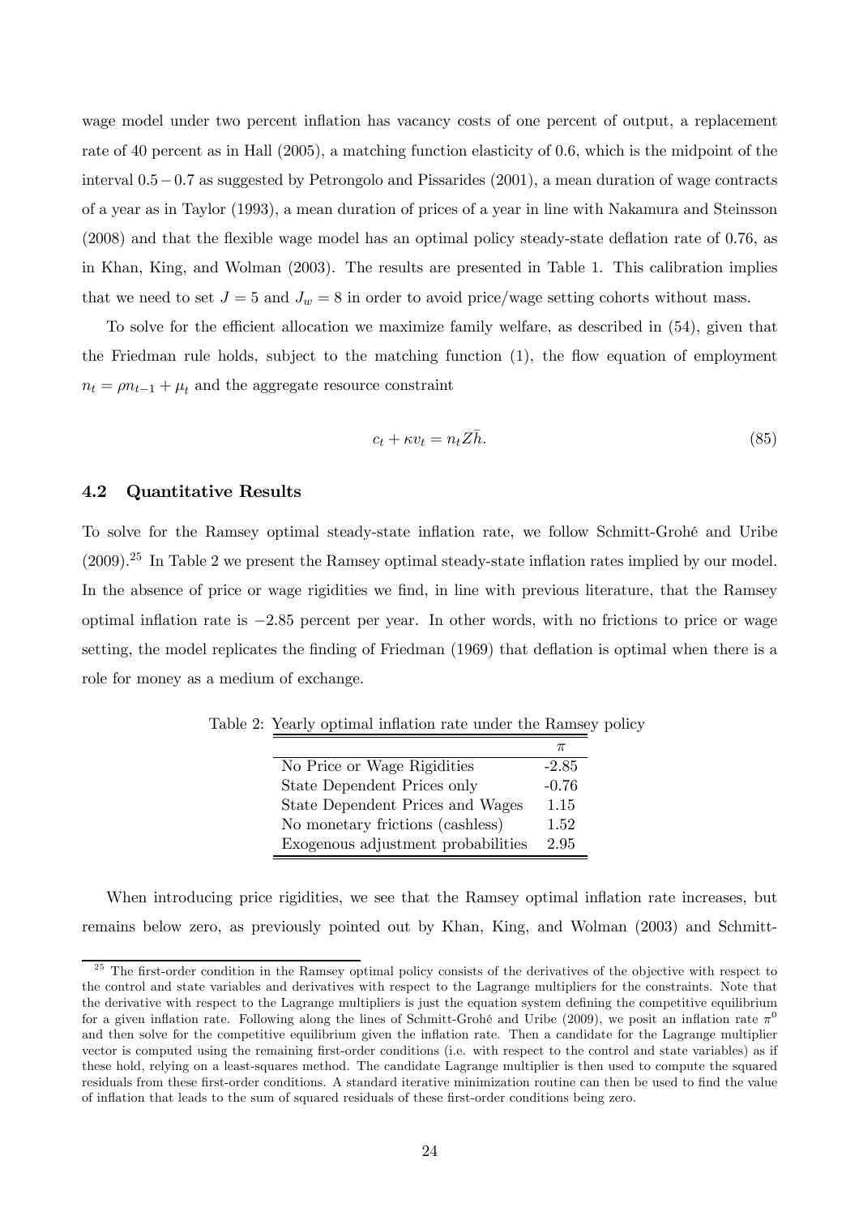wage model under two percent inflation has vacancy costs of one percent of output, a replacement rate of 40 percent as in Hall (2005), a matching function elasticity of 0.6, which is the midpoint of the interval $0.5-0.7$ as suggested by Petrongolo and Pissarides (2001), a mean duration of wage contracts of a year as in Taylor (1993), a mean duration of prices of a year in line with Nakamura and Steinsson (2008) and that the flexible wage model has an optimal policy steady-state deflation rate of 0.76, as in Khan, King, and Wolman (2003). The results are presented in Table 1. This calibration implies that we need to set $J=5$ and $J_w=8$ in order to avoid price/wage setting cohorts without mass.

To solve for the efficient allocation we maximize family welfare, as described in (54), given that the Friedman rule holds, subject to the matching function (1), the flow equation of employment $n_t = \rho n_{t-1} + \mu_t$ and the aggregate resource constraint

$$c_t + \kappa v_t = n_t Z \bar{h}. \tag{85}$$

### 4.2 Quantitative Results

To solve for the Ramsey optimal steady-state inflation rate, we follow Schmitt-Grohé and Uribe (2009).[25] In Table 2 we present the Ramsey optimal steady-state inflation rates implied by our model. In the absence of price or wage rigidities we find, in line with previous literature, that the Ramsey optimal inflation rate is $-2.85$ percent per year. In other words, with no frictions to price or wage setting, the model replicates the finding of Friedman (1969) that deflation is optimal when there is a role for money as a medium of exchange.

Table 2: Yearly optimal inflation rate under the Ramsey policy

| | $\pi$ |
|---|---|
| No Price or Wage Rigidities | -2.85 |
| State Dependent Prices only | -0.76 |
| State Dependent Prices and Wages | 1.15 |
| No monetary frictions (cashless) | 1.52 |
| Exogenous adjustment probabilities | 2.95 |

When introducing price rigidities, we see that the Ramsey optimal inflation rate increases, but remains below zero, as previously pointed out by Khan, King, and Wolman (2003) and Schmitt-

[25] The first-order condition in the Ramsey optimal policy consists of the derivatives of the objective with respect to the control and state variables and derivatives with respect to the Lagrange multipliers for the constraints. Note that the derivative with respect to the Lagrange multipliers is just the equation system defining the competitive equilibrium for a given inflation rate. Following along the lines of Schmitt-Grohé and Uribe (2009), we posit an inflation rate $\pi^0$ and then solve for the competitive equilibrium given the inflation rate. Then a candidate for the Lagrange multiplier vector is computed using the remaining first-order conditions (i.e. with respect to the control and state variables) as if these hold, relying on a least-squares method. The candidate Lagrange multiplier is then used to compute the squared residuals from these first-order conditions. A standard iterative minimization routine can then be used to find the value of inflation that leads to the sum of squared residuals of these first-order conditions being zero.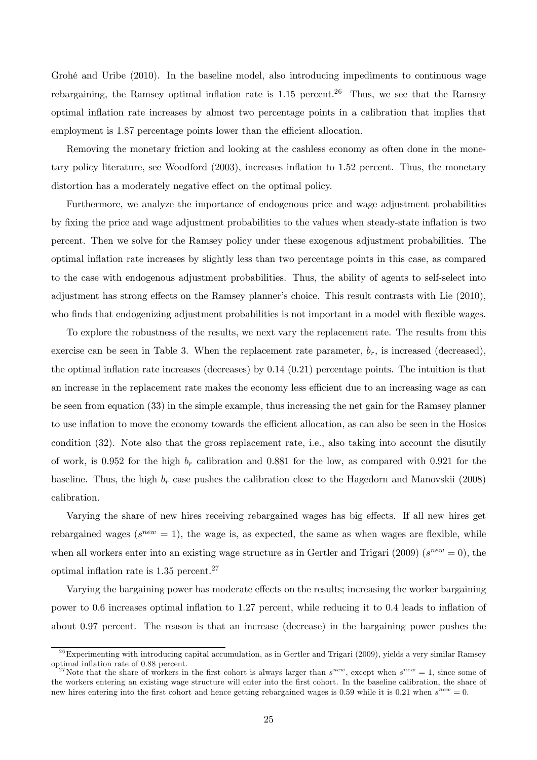Grohé and Uribe (2010). In the baseline model, also introducing impediments to continuous wage rebargaining, the Ramsey optimal inflation rate is 1.15 percent.[26] Thus, we see that the Ramsey optimal inflation rate increases by almost two percentage points in a calibration that implies that employment is 1.87 percentage points lower than the efficient allocation.

Removing the monetary friction and looking at the cashless economy as often done in the monetary policy literature, see Woodford (2003), increases inflation to 1.52 percent. Thus, the monetary distortion has a moderately negative effect on the optimal policy.

Furthermore, we analyze the importance of endogenous price and wage adjustment probabilities by fixing the price and wage adjustment probabilities to the values when steady-state inflation is two percent. Then we solve for the Ramsey policy under these exogenous adjustment probabilities. The optimal inflation rate increases by slightly less than two percentage points in this case, as compared to the case with endogenous adjustment probabilities. Thus, the ability of agents to self-select into adjustment has strong effects on the Ramsey planner's choice. This result contrasts with Lie (2010), who finds that endogenizing adjustment probabilities is not important in a model with flexible wages.

To explore the robustness of the results, we next vary the replacement rate. The results from this exercise can be seen in Table 3. When the replacement rate parameter, $b_r$, is increased (decreased), the optimal inflation rate increases (decreases) by 0.14 (0.21) percentage points. The intuition is that an increase in the replacement rate makes the economy less efficient due to an increasing wage as can be seen from equation (33) in the simple example, thus increasing the net gain for the Ramsey planner to use inflation to move the economy towards the efficient allocation, as can also be seen in the Hosios condition (32). Note also that the gross replacement rate, i.e., also taking into account the disutily of work, is 0.952 for the high $b_r$ calibration and 0.881 for the low, as compared with 0.921 for the baseline. Thus, the high $b_r$ case pushes the calibration close to the Hagedorn and Manovskii (2008) calibration.

Varying the share of new hires receiving rebargained wages has big effects. If all new hires get rebargained wages ($s^{new} = 1$), the wage is, as expected, the same as when wages are flexible, while when all workers enter into an existing wage structure as in Gertler and Trigari (2009) ($s^{new} = 0$), the optimal inflation rate is 1.35 percent.[27]

Varying the bargaining power has moderate effects on the results; increasing the worker bargaining power to 0.6 increases optimal inflation to 1.27 percent, while reducing it to 0.4 leads to inflation of about 0.97 percent. The reason is that an increase (decrease) in the bargaining power pushes the

[26] Experimenting with introducing capital accumulation, as in Gertler and Trigari (2009), yields a very similar Ramsey optimal inflation rate of 0.88 percent.

[27] Note that the share of workers in the first cohort is always larger than $s^{new}$, except when $s^{new} = 1$, since some of the workers entering an existing wage structure will enter into the first cohort. In the baseline calibration, the share of new hires entering into the first cohort and hence getting rebargained wages is 0.59 while it is 0.21 when $s^{new} = 0$.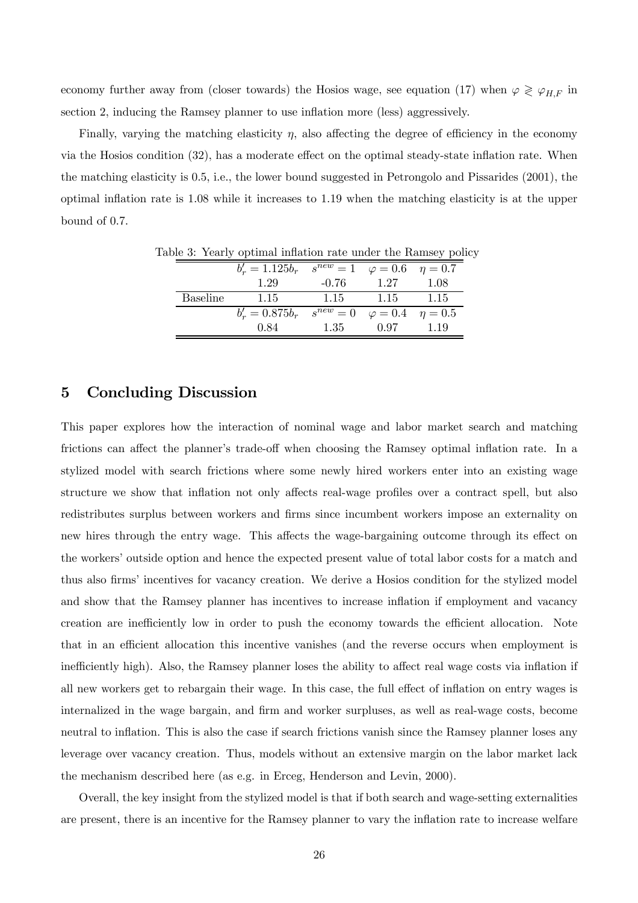economy further away from (closer towards) the Hosios wage, see equation (17) when $\varphi \gtrless \varphi_{H,F}$ in section 2, inducing the Ramsey planner to use inflation more (less) aggressively.

Finally, varying the matching elasticity $\eta$, also affecting the degree of efficiency in the economy via the Hosios condition (32), has a moderate effect on the optimal steady-state inflation rate. When the matching elasticity is 0.5, i.e., the lower bound suggested in Petrongolo and Pissarides (2001), the optimal inflation rate is 1.08 while it increases to 1.19 when the matching elasticity is at the upper bound of 0.7.

Table 3: Yearly optimal inflation rate under the Ramsey policy

| | $b_r' = 1.125b_r$ | $s^{new} = 1$ | $\varphi = 0.6$ | $\eta = 0.7$ |
|---|---|---|---|---|
| | 1.29 | -0.76 | 1.27 | 1.08 |
| Baseline | 1.15 | 1.15 | 1.15 | 1.15 |
| | $b_r' = 0.875b_r$ | $s^{new} = 0$ | $\varphi = 0.4$ | $\eta = 0.5$ |
| | 0.84 | 1.35 | 0.97 | 1.19 |

## 5 Concluding Discussion

This paper explores how the interaction of nominal wage and labor market search and matching frictions can affect the planner's trade-off when choosing the Ramsey optimal inflation rate. In a stylized model with search frictions where some newly hired workers enter into an existing wage structure we show that inflation not only affects real-wage profiles over a contract spell, but also redistributes surplus between workers and firms since incumbent workers impose an externality on new hires through the entry wage. This affects the wage-bargaining outcome through its effect on the workers' outside option and hence the expected present value of total labor costs for a match and thus also firms' incentives for vacancy creation. We derive a Hosios condition for the stylized model and show that the Ramsey planner has incentives to increase inflation if employment and vacancy creation are inefficiently low in order to push the economy towards the efficient allocation. Note that in an efficient allocation this incentive vanishes (and the reverse occurs when employment is inefficiently high). Also, the Ramsey planner loses the ability to affect real wage costs via inflation if all new workers get to rebargain their wage. In this case, the full effect of inflation on entry wages is internalized in the wage bargain, and firm and worker surpluses, as well as real-wage costs, become neutral to inflation. This is also the case if search frictions vanish since the Ramsey planner loses any leverage over vacancy creation. Thus, models without an extensive margin on the labor market lack the mechanism described here (as e.g. in Erceg, Henderson and Levin, 2000).

Overall, the key insight from the stylized model is that if both search and wage-setting externalities are present, there is an incentive for the Ramsey planner to vary the inflation rate to increase welfare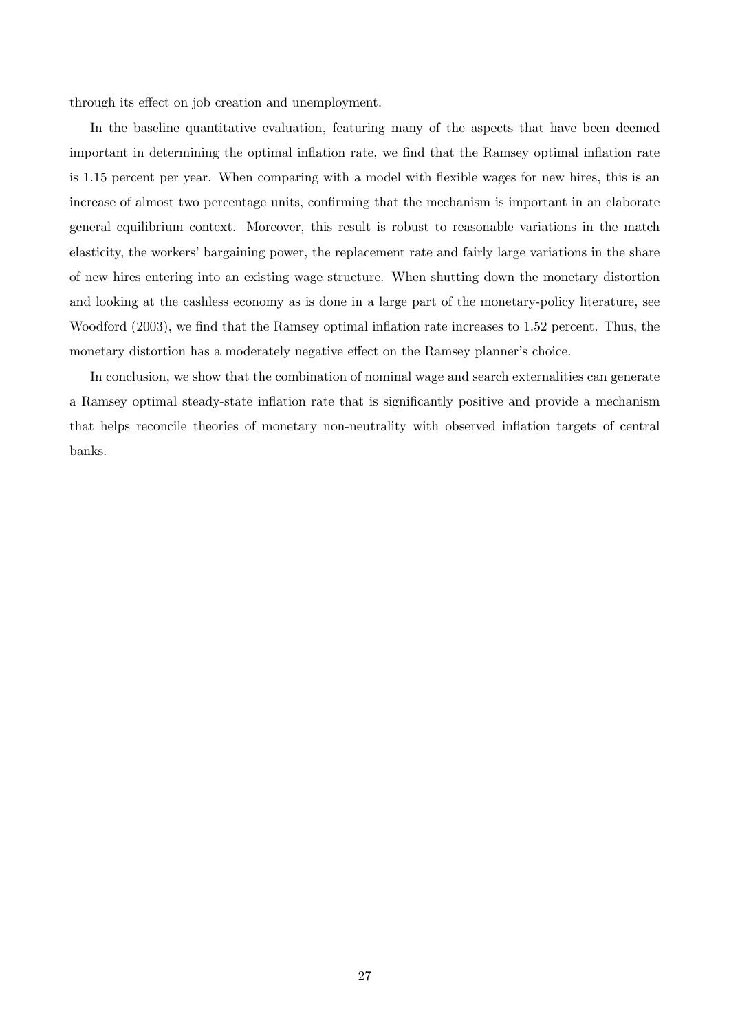through its effect on job creation and unemployment.

In the baseline quantitative evaluation, featuring many of the aspects that have been deemed important in determining the optimal inflation rate, we find that the Ramsey optimal inflation rate is 1.15 percent per year. When comparing with a model with flexible wages for new hires, this is an increase of almost two percentage units, confirming that the mechanism is important in an elaborate general equilibrium context. Moreover, this result is robust to reasonable variations in the match elasticity, the workers' bargaining power, the replacement rate and fairly large variations in the share of new hires entering into an existing wage structure. When shutting down the monetary distortion and looking at the cashless economy as is done in a large part of the monetary-policy literature, see Woodford (2003), we find that the Ramsey optimal inflation rate increases to 1.52 percent. Thus, the monetary distortion has a moderately negative effect on the Ramsey planner's choice.

In conclusion, we show that the combination of nominal wage and search externalities can generate a Ramsey optimal steady-state inflation rate that is significantly positive and provide a mechanism that helps reconcile theories of monetary non-neutrality with observed inflation targets of central banks.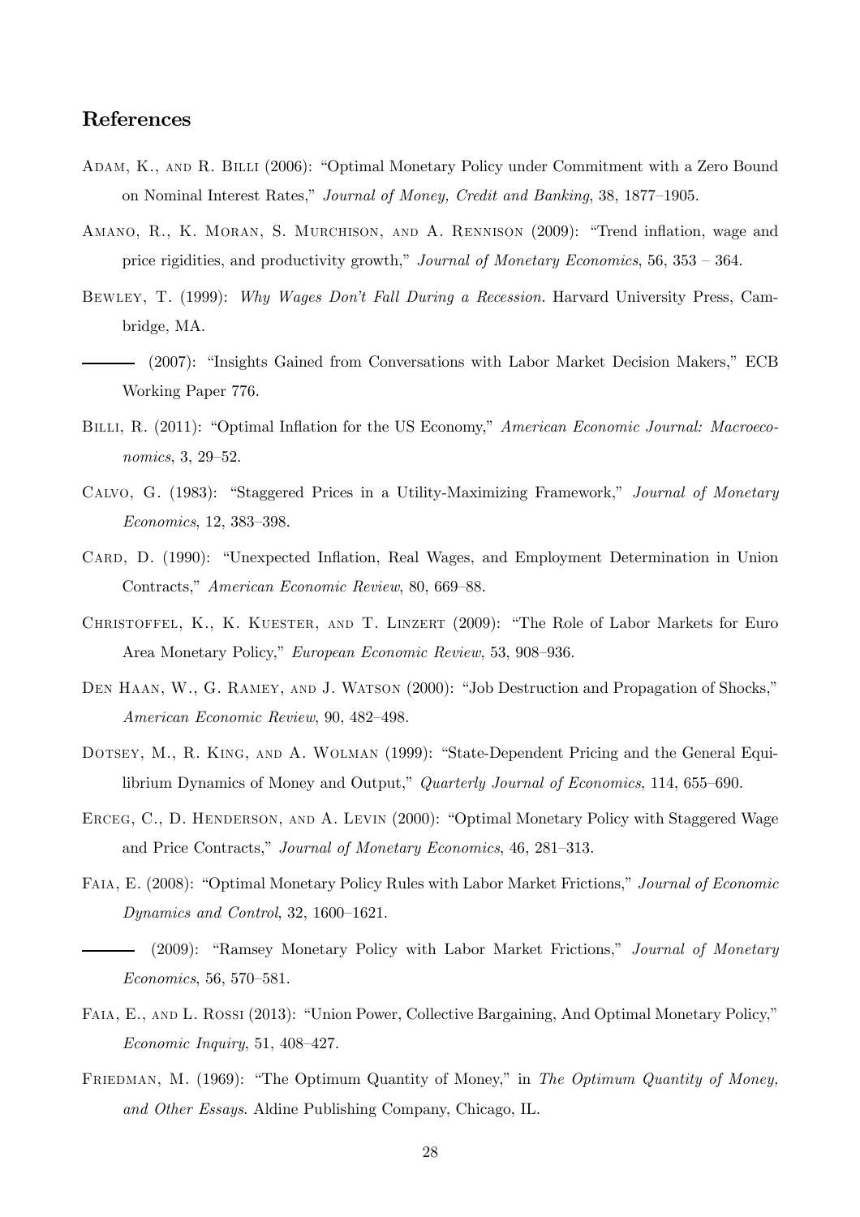## References

Adam, K., and R. Billi (2006): "Optimal Monetary Policy under Commitment with a Zero Bound on Nominal Interest Rates," *Journal of Money, Credit and Banking*, 38, 1877–1905.

Amano, R., K. Moran, S. Murchison, and A. Rennison (2009): "Trend inflation, wage and price rigidities, and productivity growth," *Journal of Monetary Economics*, 56, 353 – 364.

Bewley, T. (1999): *Why Wages Don't Fall During a Recession.* Harvard University Press, Cambridge, MA.

——— (2007): "Insights Gained from Conversations with Labor Market Decision Makers," ECB Working Paper 776.

Billi, R. (2011): "Optimal Inflation for the US Economy," *American Economic Journal: Macroeconomics*, 3, 29–52.

Calvo, G. (1983): "Staggered Prices in a Utility-Maximizing Framework," *Journal of Monetary Economics*, 12, 383–398.

Card, D. (1990): "Unexpected Inflation, Real Wages, and Employment Determination in Union Contracts," *American Economic Review*, 80, 669–88.

Christoffel, K., K. Kuester, and T. Linzert (2009): "The Role of Labor Markets for Euro Area Monetary Policy," *European Economic Review*, 53, 908–936.

Den Haan, W., G. Ramey, and J. Watson (2000): "Job Destruction and Propagation of Shocks," *American Economic Review*, 90, 482–498.

Dotsey, M., R. King, and A. Wolman (1999): "State-Dependent Pricing and the General Equilibrium Dynamics of Money and Output," *Quarterly Journal of Economics*, 114, 655–690.

Erceg, C., D. Henderson, and A. Levin (2000): "Optimal Monetary Policy with Staggered Wage and Price Contracts," *Journal of Monetary Economics*, 46, 281–313.

Faia, E. (2008): "Optimal Monetary Policy Rules with Labor Market Frictions," *Journal of Economic Dynamics and Control*, 32, 1600–1621.

——— (2009): "Ramsey Monetary Policy with Labor Market Frictions," *Journal of Monetary Economics*, 56, 570–581.

Faia, E., and L. Rossi (2013): "Union Power, Collective Bargaining, And Optimal Monetary Policy," *Economic Inquiry*, 51, 408–427.

Friedman, M. (1969): "The Optimum Quantity of Money," in *The Optimum Quantity of Money, and Other Essays*. Aldine Publishing Company, Chicago, IL.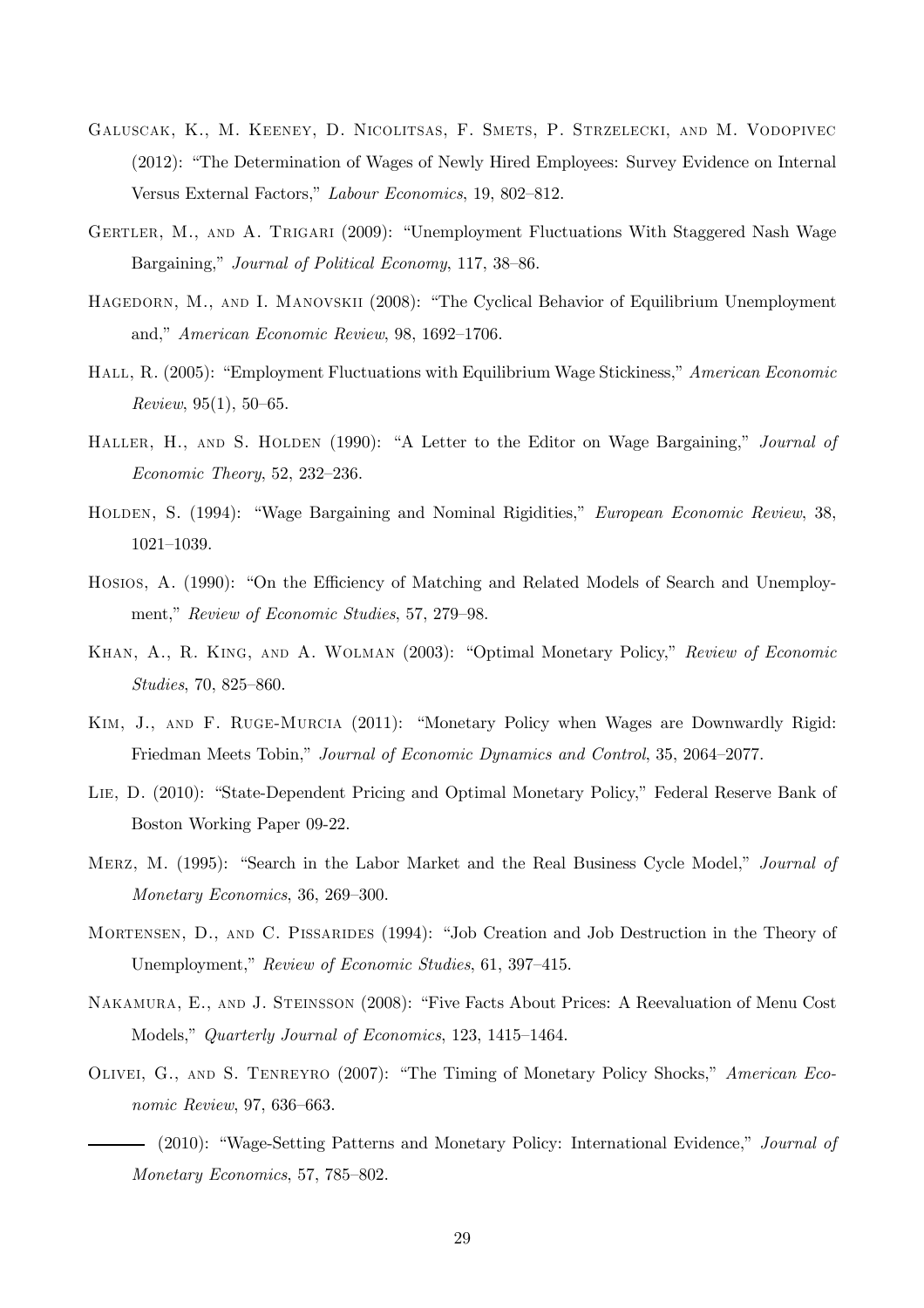Galuscak, K., M. Keeney, D. Nicolitsas, F. Smets, P. Strzelecki, and M. Vodopivec (2012): "The Determination of Wages of Newly Hired Employees: Survey Evidence on Internal Versus External Factors," *Labour Economics*, 19, 802–812.

Gertler, M., and A. Trigari (2009): "Unemployment Fluctuations With Staggered Nash Wage Bargaining," *Journal of Political Economy*, 117, 38–86.

Hagedorn, M., and I. Manovskii (2008): "The Cyclical Behavior of Equilibrium Unemployment and," *American Economic Review*, 98, 1692–1706.

Hall, R. (2005): "Employment Fluctuations with Equilibrium Wage Stickiness," *American Economic Review*, 95(1), 50–65.

Haller, H., and S. Holden (1990): "A Letter to the Editor on Wage Bargaining," *Journal of Economic Theory*, 52, 232–236.

Holden, S. (1994): "Wage Bargaining and Nominal Rigidities," *European Economic Review*, 38, 1021–1039.

Hosios, A. (1990): "On the Efficiency of Matching and Related Models of Search and Unemployment," *Review of Economic Studies*, 57, 279–98.

Khan, A., R. King, and A. Wolman (2003): "Optimal Monetary Policy," *Review of Economic Studies*, 70, 825–860.

Kim, J., and F. Ruge-Murcia (2011): "Monetary Policy when Wages are Downwardly Rigid: Friedman Meets Tobin," *Journal of Economic Dynamics and Control*, 35, 2064–2077.

Lie, D. (2010): "State-Dependent Pricing and Optimal Monetary Policy," Federal Reserve Bank of Boston Working Paper 09-22.

Merz, M. (1995): "Search in the Labor Market and the Real Business Cycle Model," *Journal of Monetary Economics*, 36, 269–300.

Mortensen, D., and C. Pissarides (1994): "Job Creation and Job Destruction in the Theory of Unemployment," *Review of Economic Studies*, 61, 397–415.

Nakamura, E., and J. Steinsson (2008): "Five Facts About Prices: A Reevaluation of Menu Cost Models," *Quarterly Journal of Economics*, 123, 1415–1464.

Olivei, G., and S. Tenreyro (2007): "The Timing of Monetary Policy Shocks," *American Economic Review*, 97, 636–663.

——— (2010): "Wage-Setting Patterns and Monetary Policy: International Evidence," *Journal of Monetary Economics*, 57, 785–802.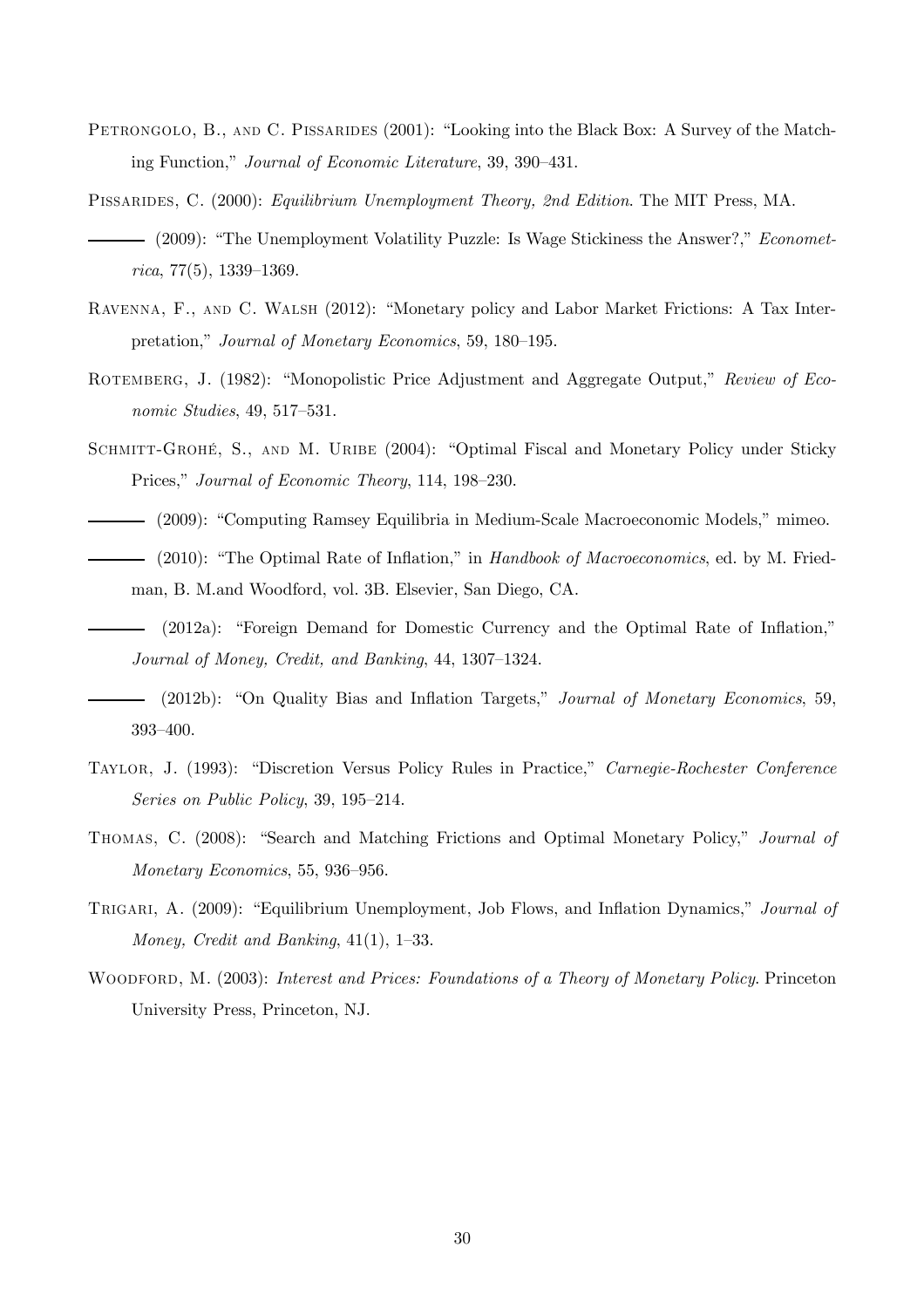Petrongolo, B., and C. Pissarides (2001): "Looking into the Black Box: A Survey of the Matching Function," *Journal of Economic Literature*, 39, 390–431.

Pissarides, C. (2000): *Equilibrium Unemployment Theory, 2nd Edition*. The MIT Press, MA.

——— (2009): "The Unemployment Volatility Puzzle: Is Wage Stickiness the Answer?," *Econometrica*, 77(5), 1339–1369.

Ravenna, F., and C. Walsh (2012): "Monetary policy and Labor Market Frictions: A Tax Interpretation," *Journal of Monetary Economics*, 59, 180–195.

Rotemberg, J. (1982): "Monopolistic Price Adjustment and Aggregate Output," *Review of Economic Studies*, 49, 517–531.

Schmitt-Grohé, S., and M. Uribe (2004): "Optimal Fiscal and Monetary Policy under Sticky Prices," *Journal of Economic Theory*, 114, 198–230.

——— (2009): "Computing Ramsey Equilibria in Medium-Scale Macroeconomic Models," mimeo.

——— (2010): "The Optimal Rate of Inflation," in *Handbook of Macroeconomics*, ed. by M. Friedman, B. M.and Woodford, vol. 3B. Elsevier, San Diego, CA.

——— (2012a): "Foreign Demand for Domestic Currency and the Optimal Rate of Inflation," *Journal of Money, Credit, and Banking*, 44, 1307–1324.

——— (2012b): "On Quality Bias and Inflation Targets," *Journal of Monetary Economics*, 59, 393–400.

Taylor, J. (1993): "Discretion Versus Policy Rules in Practice," *Carnegie-Rochester Conference Series on Public Policy*, 39, 195–214.

Thomas, C. (2008): "Search and Matching Frictions and Optimal Monetary Policy," *Journal of Monetary Economics*, 55, 936–956.

Trigari, A. (2009): "Equilibrium Unemployment, Job Flows, and Inflation Dynamics," *Journal of Money, Credit and Banking*, 41(1), 1–33.

Woodford, M. (2003): *Interest and Prices: Foundations of a Theory of Monetary Policy*. Princeton University Press, Princeton, NJ.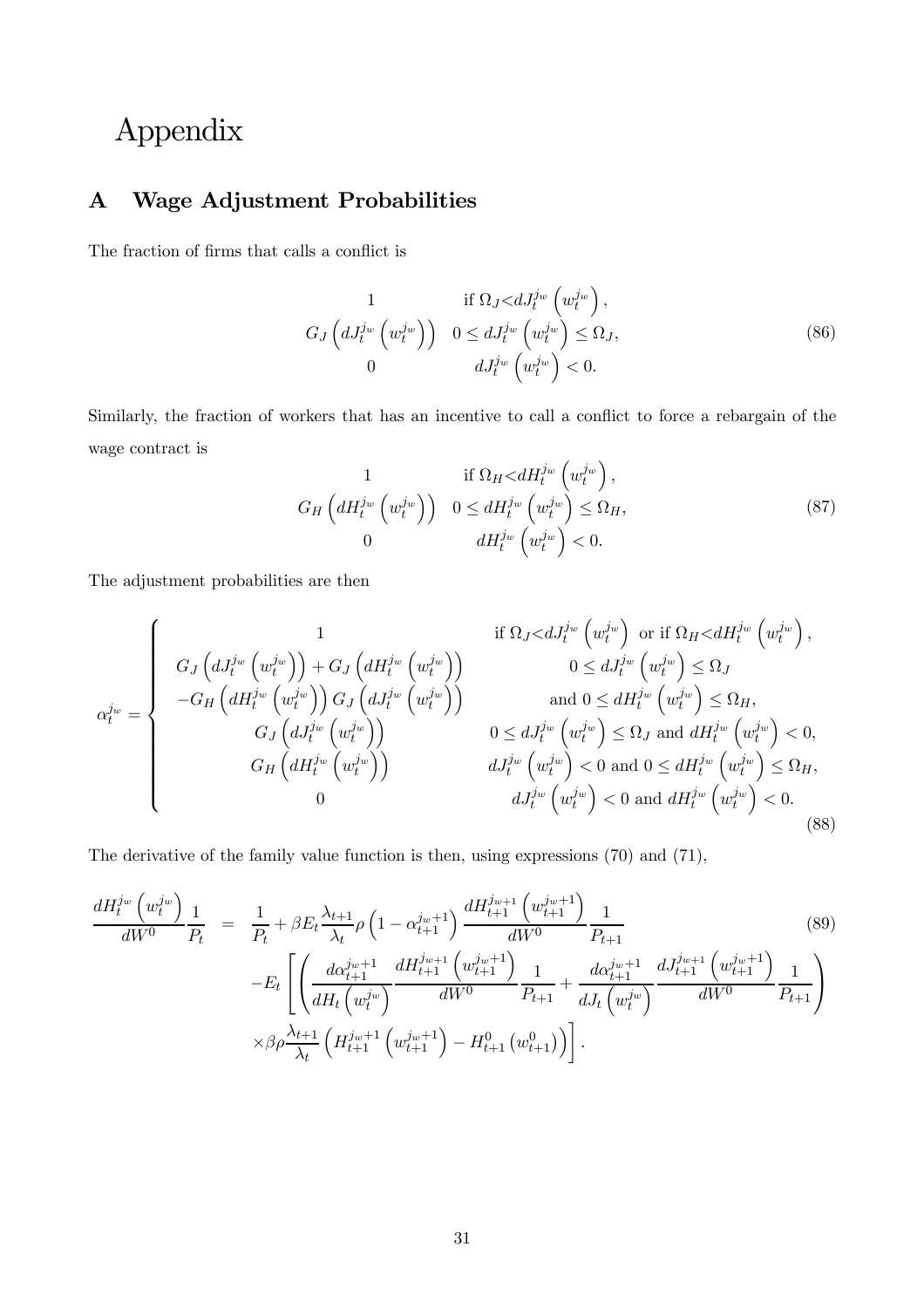# Appendix

## A Wage Adjustment Probabilities

The fraction of firms that calls a conflict is

$$
\begin{array}{cc}
1 & \text{if } \Omega_J < dJ_t^{j_w}\left(w_t^{j_w}\right), \\
G_J\left(dJ_t^{j_w}\left(w_t^{j_w}\right)\right) & 0 \leq dJ_t^{j_w}\left(w_t^{j_w}\right) \leq \Omega_J, \\
0 & dJ_t^{j_w}\left(w_t^{j_w}\right) < 0.
\end{array}
\tag{86}
$$

Similarly, the fraction of workers that has an incentive to call a conflict to force a rebargain of the wage contract is

$$
\begin{array}{cc}
1 & \text{if } \Omega_H < dH_t^{j_w}\left(w_t^{j_w}\right), \\
G_H\left(dH_t^{j_w}\left(w_t^{j_w}\right)\right) & 0 \leq dH_t^{j_w}\left(w_t^{j_w}\right) \leq \Omega_H, \\
0 & dH_t^{j_w}\left(w_t^{j_w}\right) < 0.
\end{array}
\tag{87}
$$

The adjustment probabilities are then

$$
\alpha_t^{j_w} = \left\{
\begin{array}{cc}
1 & \text{if } \Omega_J < dJ_t^{j_w}\left(w_t^{j_w}\right) \text{ or if } \Omega_H < dH_t^{j_w}\left(w_t^{j_w}\right), \\
G_J\left(dJ_t^{j_w}\left(w_t^{j_w}\right)\right) + G_J\left(dH_t^{j_w}\left(w_t^{j_w}\right)\right) & 0 \leq dJ_t^{j_w}\left(w_t^{j_w}\right) \leq \Omega_J \\
-G_H\left(dH_t^{j_w}\left(w_t^{j_w}\right)\right) G_J\left(dJ_t^{j_w}\left(w_t^{j_w}\right)\right) & \text{and } 0 \leq dH_t^{j_w}\left(w_t^{j_w}\right) \leq \Omega_H, \\
G_J\left(dJ_t^{j_w}\left(w_t^{j_w}\right)\right) & 0 \leq dJ_t^{j_w}\left(w_t^{j_w}\right) \leq \Omega_J \text{ and } dH_t^{j_w}\left(w_t^{j_w}\right) < 0, \\
G_H\left(dH_t^{j_w}\left(w_t^{j_w}\right)\right) & dJ_t^{j_w}\left(w_t^{j_w}\right) < 0 \text{ and } 0 \leq dH_t^{j_w}\left(w_t^{j_w}\right) \leq \Omega_H, \\
0 & dJ_t^{j_w}\left(w_t^{j_w}\right) < 0 \text{ and } dH_t^{j_w}\left(w_t^{j_w}\right) < 0.
\end{array}
\right.
\tag{88}
$$

The derivative of the family value function is then, using expressions (70) and (71),

$$
\begin{aligned}
\frac{dH_t^{j_w}\left(w_t^{j_w}\right)}{dW^0}\frac{1}{P_t} &= \frac{1}{P_t} + \beta E_t \frac{\lambda_{t+1}}{\lambda_t}\rho\left(1-\alpha_{t+1}^{j_w+1}\right)\frac{dH_{t+1}^{j_w+1}\left(w_{t+1}^{j_w+1}\right)}{dW^0}\frac{1}{P_{t+1}} \\
&\quad - E_t\left[\left(\frac{d\alpha_{t+1}^{j_w+1}}{dH_t\left(w_t^{j_w}\right)}\frac{dH_{t+1}^{j_w+1}\left(w_{t+1}^{j_w+1}\right)}{dW^0}\frac{1}{P_{t+1}} + \frac{d\alpha_{t+1}^{j_w+1}}{dJ_t\left(w_t^{j_w}\right)}\frac{dJ_{t+1}^{j_w+1}\left(w_{t+1}^{j_w+1}\right)}{dW^0}\frac{1}{P_{t+1}}\right)\right. \\
&\quad \left. \times \beta\rho\frac{\lambda_{t+1}}{\lambda_t}\left(H_{t+1}^{j_w+1}\left(w_{t+1}^{j_w+1}\right) - H_{t+1}^0\left(w_{t+1}^0\right)\right)\right].
\end{aligned}
\tag{89}
$$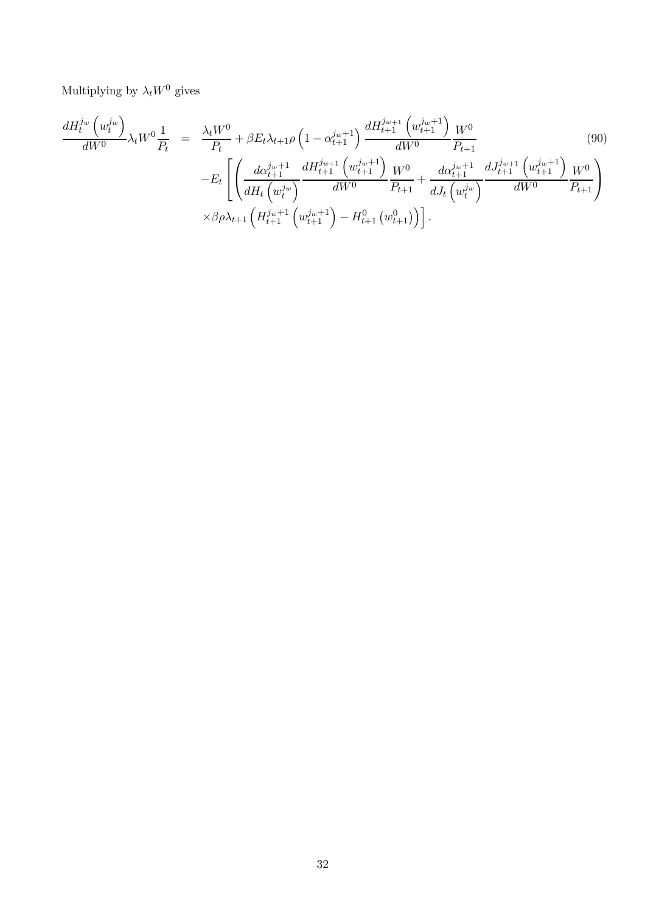Multiplying by $\lambda_t W^0$ gives

$$
\begin{aligned}
\frac{dH_t^{j_w}\left(w_t^{j_w}\right)}{dW^0}\lambda_t W^0 \frac{1}{P_t} &= \frac{\lambda_t W^0}{P_t} + \beta E_t \lambda_{t+1} \rho \left(1 - \alpha_{t+1}^{j_w+1}\right) \frac{dH_{t+1}^{j_{w+1}}\left(w_{t+1}^{j_w+1}\right)}{dW^0} \frac{W^0}{P_{t+1}} \\
&\quad - E_t \left[ \left( \frac{d\alpha_{t+1}^{j_w+1}}{dH_t\left(w_t^{j_w}\right)} \frac{dH_{t+1}^{j_{w+1}}\left(w_{t+1}^{j_w+1}\right)}{dW^0} \frac{W^0}{P_{t+1}} + \frac{d\alpha_{t+1}^{j_w+1}}{dJ_t\left(w_t^{j_w}\right)} \frac{dJ_{t+1}^{j_{w+1}}\left(w_{t+1}^{j_w+1}\right)}{dW^0} \frac{W^0}{P_{t+1}} \right) \right. \\
&\quad \left. \times \beta \rho \lambda_{t+1} \left( H_{t+1}^{j_w+1}\left(w_{t+1}^{j_w+1}\right) - H_{t+1}^0\left(w_{t+1}^0\right) \right) \right].
\end{aligned}
\tag{90}
$$